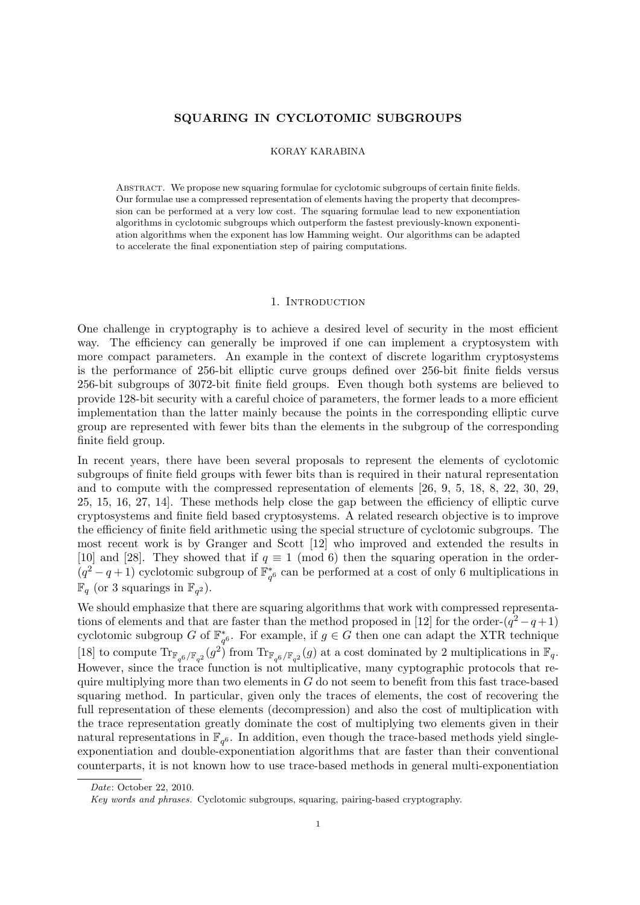# SQUARING IN CYCLOTOMIC SUBGROUPS

KORAY KARABINA

Abstract. We propose new squaring formulae for cyclotomic subgroups of certain finite fields. Our formulae use a compressed representation of elements having the property that decompression can be performed at a very low cost. The squaring formulae lead to new exponentiation algorithms in cyclotomic subgroups which outperform the fastest previously-known exponentiation algorithms when the exponent has low Hamming weight. Our algorithms can be adapted to accelerate the final exponentiation step of pairing computations.

## 1. Introduction

One challenge in cryptography is to achieve a desired level of security in the most efficient way. The efficiency can generally be improved if one can implement a cryptosystem with more compact parameters. An example in the context of discrete logarithm cryptosystems is the performance of 256-bit elliptic curve groups defined over 256-bit finite fields versus 256-bit subgroups of 3072-bit finite field groups. Even though both systems are believed to provide 128-bit security with a careful choice of parameters, the former leads to a more efficient implementation than the latter mainly because the points in the corresponding elliptic curve group are represented with fewer bits than the elements in the subgroup of the corresponding finite field group.

In recent years, there have been several proposals to represent the elements of cyclotomic subgroups of finite field groups with fewer bits than is required in their natural representation and to compute with the compressed representation of elements [26, 9, 5, 18, 8, 22, 30, 29, 25, 15, 16, 27, 14]. These methods help close the gap between the efficiency of elliptic curve cryptosystems and finite field based cryptosystems. A related research objective is to improve the efficiency of finite field arithmetic using the special structure of cyclotomic subgroups. The most recent work is by Granger and Scott [12] who improved and extended the results in [10] and [28]. They showed that if $q \equiv 1 \pmod 6$ then the squaring operation in the order-$(q^2-q+1)$ cyclotomic subgroup of $\mathbb{F}_{q^6}^*$ can be performed at a cost of only 6 multiplications in $\mathbb{F}_q$ (or 3 squarings in $\mathbb{F}_{q^2}$).

We should emphasize that there are squaring algorithms that work with compressed representations of elements and that are faster than the method proposed in [12] for the order-$(q^2-q+1)$ cyclotomic subgroup $G$ of $\mathbb{F}_{q^6}^*$. For example, if $g \in G$ then one can adapt the XTR technique [18] to compute $\mathrm{Tr}_{\mathbb{F}_{q^6}/\mathbb{F}_{q^2}}(g^2)$ from $\mathrm{Tr}_{\mathbb{F}_{q^6}/\mathbb{F}_{q^2}}(g)$ at a cost dominated by 2 multiplications in $\mathbb{F}_q$. However, since the trace function is not multiplicative, many cyptographic protocols that require multiplying more than two elements in $G$ do not seem to benefit from this fast trace-based squaring method. In particular, given only the traces of elements, the cost of recovering the full representation of these elements (decompression) and also the cost of multiplication with the trace representation greatly dominate the cost of multiplying two elements given in their natural representations in $\mathbb{F}_{q^6}$. In addition, even though the trace-based methods yield single-exponentiation and double-exponentiation algorithms that are faster than their conventional counterparts, it is not known how to use trace-based methods in general multi-exponentiation

*Date*: October 22, 2010.

*Key words and phrases.* Cyclotomic subgroups, squaring, pairing-based cryptography.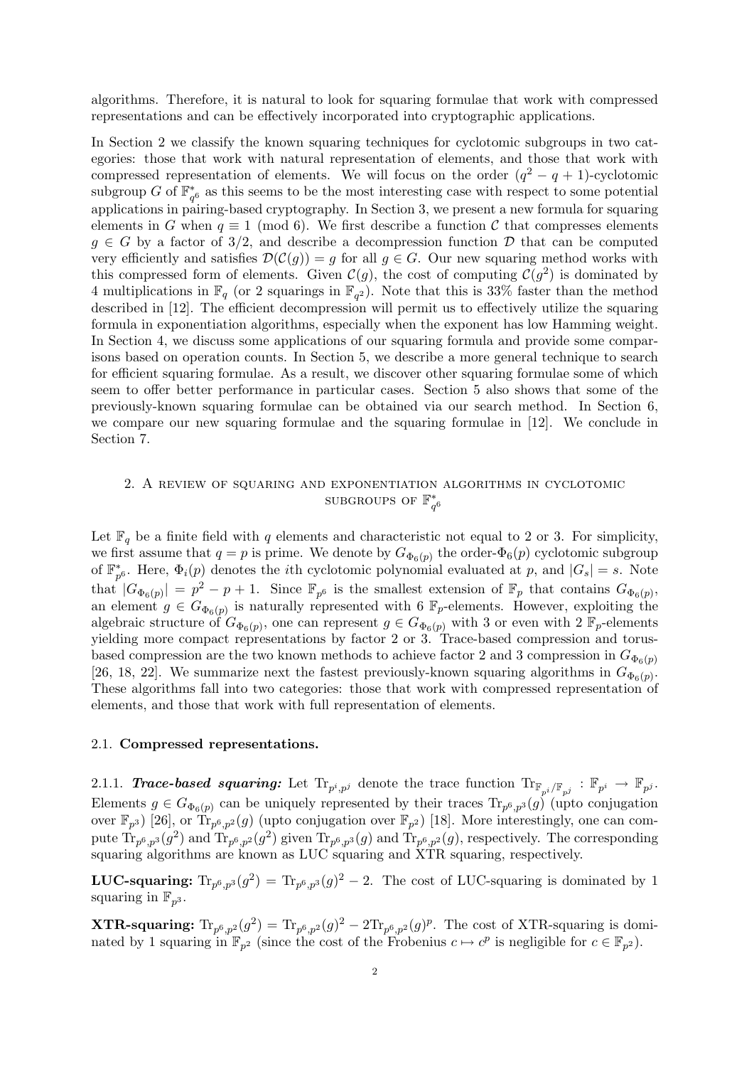algorithms. Therefore, it is natural to look for squaring formulae that work with compressed representations and can be effectively incorporated into cryptographic applications.

In Section 2 we classify the known squaring techniques for cyclotomic subgroups in two categories: those that work with natural representation of elements, and those that work with compressed representation of elements. We will focus on the order $(q^2 - q + 1)$-cyclotomic subgroup $G$ of $\mathbb{F}_{q^6}^*$ as this seems to be the most interesting case with respect to some potential applications in pairing-based cryptography. In Section 3, we present a new formula for squaring elements in $G$ when $q \equiv 1 \pmod 6$. We first describe a function $\mathcal{C}$ that compresses elements $g \in G$ by a factor of $3/2$, and describe a decompression function $\mathcal{D}$ that can be computed very efficiently and satisfies $\mathcal{D}(\mathcal{C}(g)) = g$ for all $g \in G$. Our new squaring method works with this compressed form of elements. Given $\mathcal{C}(g)$, the cost of computing $\mathcal{C}(g^2)$ is dominated by 4 multiplications in $\mathbb{F}_q$ (or 2 squarings in $\mathbb{F}_{q^2}$). Note that this is 33% faster than the method described in [12]. The efficient decompression will permit us to effectively utilize the squaring formula in exponentiation algorithms, especially when the exponent has low Hamming weight. In Section 4, we discuss some applications of our squaring formula and provide some comparisons based on operation counts. In Section 5, we describe a more general technique to search for efficient squaring formulae. As a result, we discover other squaring formulae some of which seem to offer better performance in particular cases. Section 5 also shows that some of the previously-known squaring formulae can be obtained via our search method. In Section 6, we compare our new squaring formulae and the squaring formulae in [12]. We conclude in Section 7.

## 2. A review of squaring and exponentiation algorithms in cyclotomic subgroups of $\mathbb{F}_{q^6}^*$

Let $\mathbb{F}_q$ be a finite field with $q$ elements and characteristic not equal to 2 or 3. For simplicity, we first assume that $q = p$ is prime. We denote by $G_{\Phi_6(p)}$ the order-$\Phi_6(p)$ cyclotomic subgroup of $\mathbb{F}_{p^6}^*$. Here, $\Phi_i(p)$ denotes the $i$th cyclotomic polynomial evaluated at $p$, and $|G_s| = s$. Note that $|G_{\Phi_6(p)}| = p^2 - p + 1$. Since $\mathbb{F}_{p^6}$ is the smallest extension of $\mathbb{F}_p$ that contains $G_{\Phi_6(p)}$, an element $g \in G_{\Phi_6(p)}$ is naturally represented with 6 $\mathbb{F}_p$-elements. However, exploiting the algebraic structure of $G_{\Phi_6(p)}$, one can represent $g \in G_{\Phi_6(p)}$ with 3 or even with 2 $\mathbb{F}_p$-elements yielding more compact representations by factor 2 or 3. Trace-based compression and torus-based compression are the two known methods to achieve factor 2 and 3 compression in $G_{\Phi_6(p)}$ [26, 18, 22]. We summarize next the fastest previously-known squaring algorithms in $G_{\Phi_6(p)}$. These algorithms fall into two categories: those that work with compressed representation of elements, and those that work with full representation of elements.

### 2.1. Compressed representations.

2.1.1. ***Trace-based squaring:*** Let $\mathrm{Tr}_{p^i,p^j}$ denote the trace function $\mathrm{Tr}_{\mathbb{F}_{p^i}/\mathbb{F}_{p^j}} : \mathbb{F}_{p^i} \to \mathbb{F}_{p^j}$. Elements $g \in G_{\Phi_6(p)}$ can be uniquely represented by their traces $\mathrm{Tr}_{p^6,p^3}(g)$ (upto conjugation over $\mathbb{F}_{p^3}$) [26], or $\mathrm{Tr}_{p^6,p^2}(g)$ (upto conjugation over $\mathbb{F}_{p^2}$) [18]. More interestingly, one can compute $\mathrm{Tr}_{p^6,p^3}(g^2)$ and $\mathrm{Tr}_{p^6,p^2}(g^2)$ given $\mathrm{Tr}_{p^6,p^3}(g)$ and $\mathrm{Tr}_{p^6,p^2}(g)$, respectively. The corresponding squaring algorithms are known as LUC squaring and XTR squaring, respectively.

**LUC-squaring:** $\mathrm{Tr}_{p^6,p^3}(g^2) = \mathrm{Tr}_{p^6,p^3}(g)^2 - 2$. The cost of LUC-squaring is dominated by 1 squaring in $\mathbb{F}_{p^3}$.

**XTR-squaring:** $\mathrm{Tr}_{p^6,p^2}(g^2) = \mathrm{Tr}_{p^6,p^2}(g)^2 - 2\mathrm{Tr}_{p^6,p^2}(g)^p$. The cost of XTR-squaring is dominated by 1 squaring in $\mathbb{F}_{p^2}$ (since the cost of the Frobenius $c \mapsto c^p$ is negligible for $c \in \mathbb{F}_{p^2}$).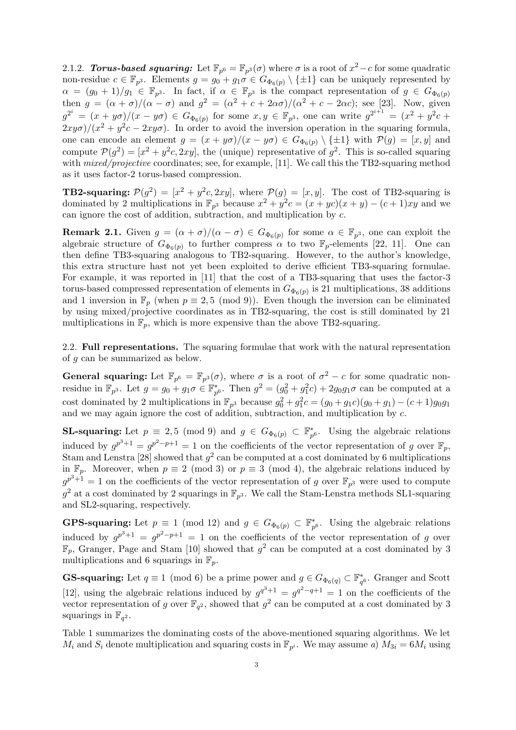2.1.2. ***Torus-based squaring:*** Let $\mathbb{F}_{p^6} = \mathbb{F}_{p^3}(\sigma)$ where $\sigma$ is a root of $x^2 - c$ for some quadratic non-residue $c \in \mathbb{F}_{p^3}$. Elements $g = g_0 + g_1\sigma \in G_{\Phi_6(p)} \setminus \{\pm 1\}$ can be uniquely represented by $\alpha = (g_0 + 1)/g_1 \in \mathbb{F}_{p^3}$. In fact, if $\alpha \in \mathbb{F}_{p^3}$ is the compact representation of $g \in G_{\Phi_6(p)}$ then $g = (\alpha + \sigma)/(\alpha - \sigma)$ and $g^2 = (\alpha^2 + c + 2\alpha\sigma)/(\alpha^2 + c - 2\alpha c)$; see [23]. Now, given $g^{2^i} = (x + y\sigma)/(x - y\sigma) \in G_{\Phi_6(p)}$ for some $x, y \in \mathbb{F}_{p^3}$, one can write $g^{2^{i+1}} = (x^2 + y^2c + 2xy\sigma)/(x^2 + y^2c - 2xy\sigma)$. In order to avoid the inversion operation in the squaring formula, one can encode an element $g = (x + y\sigma)/(x - y\sigma) \in G_{\Phi_6(p)} \setminus \{\pm 1\}$ with $\mathcal{P}(g) = [x, y]$ and compute $\mathcal{P}(g^2) = [x^2 + y^2c, 2xy]$, the (unique) representative of $g^2$. This is so-called squaring with *mixed/projective* coordinates; see, for example, [11]. We call this the TB2-squaring method as it uses factor-2 torus-based compression.

**TB2-squaring:** $\mathcal{P}(g^2) = [x^2 + y^2c, 2xy]$, where $\mathcal{P}(g) = [x, y]$. The cost of TB2-squaring is dominated by 2 multiplications in $\mathbb{F}_{p^3}$ because $x^2 + y^2c = (x + yc)(x + y) - (c + 1)xy$ and we can ignore the cost of addition, subtraction, and multiplication by $c$.

**Remark 2.1.** Given $g = (\alpha + \sigma)/(\alpha - \sigma) \in G_{\Phi_6(p)}$ for some $\alpha \in \mathbb{F}_{p^3}$, one can exploit the algebraic structure of $G_{\Phi_6(p)}$ to further compress $\alpha$ to two $\mathbb{F}_p$-elements [22, 11]. One can then define TB3-squaring analogous to TB2-squaring. However, to the author's knowledge, this extra structure hast not yet been exploited to derive efficient TB3-squaring formulae. For example, it was reported in [11] that the cost of a TB3-squaring that uses the factor-3 torus-based compressed representation of elements in $G_{\Phi_6(p)}$ is 21 multiplications, 38 additions and 1 inversion in $\mathbb{F}_p$ (when $p \equiv 2, 5 \pmod 9$). Even though the inversion can be eliminated by using mixed/projective coordinates as in TB2-squaring, the cost is still dominated by 21 multiplications in $\mathbb{F}_p$, which is more expensive than the above TB2-squaring.

2.2. **Full representations.** The squaring formulae that work with the natural representation of $g$ can be summarized as below.

**General squaring:** Let $\mathbb{F}_{p^6} = \mathbb{F}_{p^3}(\sigma)$, where $\sigma$ is a root of $\sigma^2 - c$ for some quadratic non-residue in $\mathbb{F}_{p^3}$. Let $g = g_0 + g_1\sigma \in \mathbb{F}_{p^6}^*$. Then $g^2 = (g_0^2 + g_1^2c) + 2g_0g_1\sigma$ can be computed at a cost dominated by 2 multiplications in $\mathbb{F}_{p^3}$ because $g_0^2 + g_1^2c = (g_0 + g_1c)(g_0 + g_1) - (c + 1)g_0g_1$ and we may again ignore the cost of addition, subtraction, and multiplication by $c$.

**SL-squaring:** Let $p \equiv 2, 5 \pmod 9$ and $g \in G_{\Phi_6(p)} \subset \mathbb{F}_{p^6}^*$. Using the algebraic relations induced by $g^{p^3+1} = g^{p^2-p+1} = 1$ on the coefficients of the vector representation of $g$ over $\mathbb{F}_p$, Stam and Lenstra [28] showed that $g^2$ can be computed at a cost dominated by 6 multiplications in $\mathbb{F}_p$. Moreover, when $p \equiv 2 \pmod 3$ or $p \equiv 3 \pmod 4$, the algebraic relations induced by $g^{p^3+1} = 1$ on the coefficients of the vector representation of $g$ over $\mathbb{F}_{p^3}$ were used to compute $g^2$ at a cost dominated by 2 squarings in $\mathbb{F}_{p^3}$. We call the Stam-Lenstra methods SL1-squaring and SL2-squaring, respectively.

**GPS-squaring:** Let $p \equiv 1 \pmod{12}$ and $g \in G_{\Phi_6(p)} \subset \mathbb{F}_{p^6}^*$. Using the algebraic relations induced by $g^{p^3+1} = g^{p^2-p+1} = 1$ on the coefficients of the vector representation of $g$ over $\mathbb{F}_p$, Granger, Page and Stam [10] showed that $g^2$ can be computed at a cost dominated by 3 multiplications and 6 squarings in $\mathbb{F}_p$.

**GS-squaring:** Let $q \equiv 1 \pmod 6$ be a prime power and $g \in G_{\Phi_6(q)} \subset \mathbb{F}_{q^6}^*$. Granger and Scott [12], using the algebraic relations induced by $g^{q^3+1} = g^{q^2-q+1} = 1$ on the coefficients of the vector representation of $g$ over $\mathbb{F}_{q^2}$, showed that $g^2$ can be computed at a cost dominated by 3 squarings in $\mathbb{F}_{q^2}$.

Table 1 summarizes the dominating costs of the above-mentioned squaring algorithms. We let $M_i$ and $S_i$ denote multiplication and squaring costs in $\mathbb{F}_{p^i}$. We may assume *a)* $M_{3i} = 6M_i$ using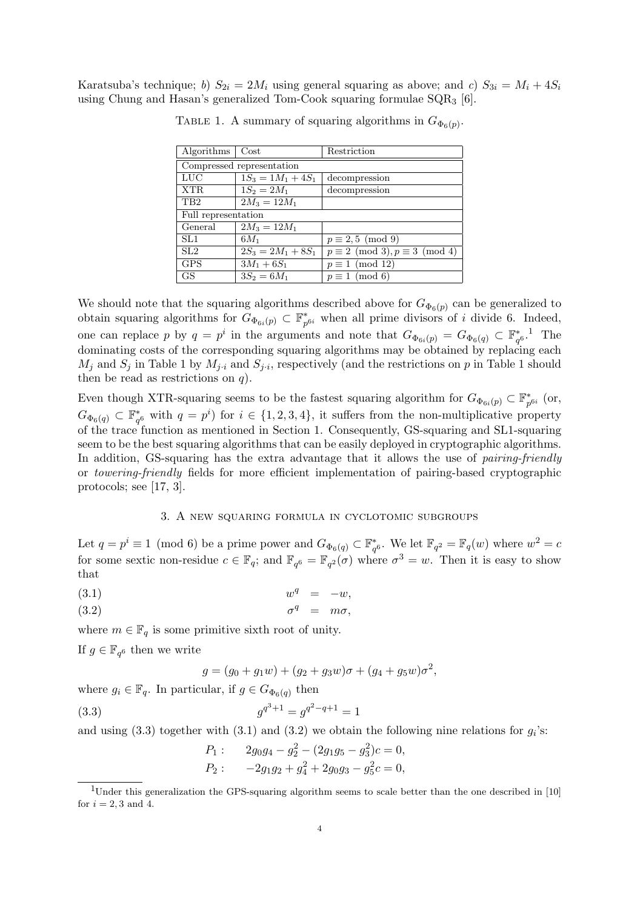Karatsuba's technique; *b)* $S_{2i} = 2M_i$ using general squaring as above; and *c)* $S_{3i} = M_i + 4S_i$ using Chung and Hasan's generalized Tom-Cook squaring formulae $\mathrm{SQR}_3$ [6].

TABLE 1. A summary of squaring algorithms in $G_{\Phi_6(p)}$.

| Algorithms | Cost | Restriction |
|---|---|---|
| Compressed representation | | |
| LUC | $1S_3 = 1M_1 + 4S_1$ | decompression |
| XTR | $1S_2 = 2M_1$ | decompression |
| TB2 | $2M_3 = 12M_1$ | |
| Full representation | | |
| General | $2M_3 = 12M_1$ | |
| SL1 | $6M_1$ | $p \equiv 2, 5 \pmod 9$ |
| SL2 | $2S_3 = 2M_1 + 8S_1$ | $p \equiv 2 \pmod 3, p \equiv 3 \pmod 4$ |
| GPS | $3M_1 + 6S_1$ | $p \equiv 1 \pmod{12}$ |
| GS | $3S_2 = 6M_1$ | $p \equiv 1 \pmod 6$ |

We should note that the squaring algorithms described above for $G_{\Phi_6(p)}$ can be generalized to obtain squaring algorithms for $G_{\Phi_{6i}(p)} \subset \mathbb{F}^*_{p^{6i}}$ when all prime divisors of $i$ divide 6. Indeed, one can replace $p$ by $q = p^i$ in the arguments and note that $G_{\Phi_{6i}(p)} = G_{\Phi_6(q)} \subset \mathbb{F}^*_{q^6}$.[1] The dominating costs of the corresponding squaring algorithms may be obtained by replacing each $M_j$ and $S_j$ in Table 1 by $M_{j \cdot i}$ and $S_{j \cdot i}$, respectively (and the restrictions on $p$ in Table 1 should then be read as restrictions on $q$).

Even though XTR-squaring seems to be the fastest squaring algorithm for $G_{\Phi_{6i}(p)} \subset \mathbb{F}^*_{p^{6i}}$ (or, $G_{\Phi_6(q)} \subset \mathbb{F}^*_{q^6}$ with $q = p^i$) for $i \in \{1, 2, 3, 4\}$, it suffers from the non-multiplicative property of the trace function as mentioned in Section 1. Consequently, GS-squaring and SL1-squaring seem to be the best squaring algorithms that can be easily deployed in cryptographic algorithms. In addition, GS-squaring has the extra advantage that it allows the use of *pairing-friendly* or *towering-friendly* fields for more efficient implementation of pairing-based cryptographic protocols; see [17, 3].

## 3. A new squaring formula in cyclotomic subgroups

Let $q = p^i \equiv 1 \pmod 6$ be a prime power and $G_{\Phi_6(q)} \subset \mathbb{F}^*_{q^6}$. We let $\mathbb{F}_{q^2} = \mathbb{F}_q(w)$ where $w^2 = c$ for some sextic non-residue $c \in \mathbb{F}_q$; and $\mathbb{F}_{q^6} = \mathbb{F}_{q^2}(\sigma)$ where $\sigma^3 = w$. Then it is easy to show that

$$w^q = -w, \tag{3.1}$$

$$\sigma^q = m\sigma, \tag{3.2}$$

where $m \in \mathbb{F}_q$ is some primitive sixth root of unity.

If $g \in \mathbb{F}_{q^6}$ then we write

$$g = (g_0 + g_1 w) + (g_2 + g_3 w)\sigma + (g_4 + g_5 w)\sigma^2,$$

where $g_i \in \mathbb{F}_q$. In particular, if $g \in G_{\Phi_6(q)}$ then

$$g^{q^3+1} = g^{q^2-q+1} = 1 \tag{3.3}$$

and using (3.3) together with (3.1) and (3.2) we obtain the following nine relations for $g_i$'s:

$$P_1: \quad 2g_0g_4 - g_2^2 - (2g_1g_5 - g_3^2)c = 0,$$

$$P_2: \quad -2g_1g_2 + g_4^2 + 2g_0g_3 - g_5^2c = 0,$$

[1] Under this generalization the GPS-squaring algorithm seems to scale better than the one described in [10] for $i = 2, 3$ and 4.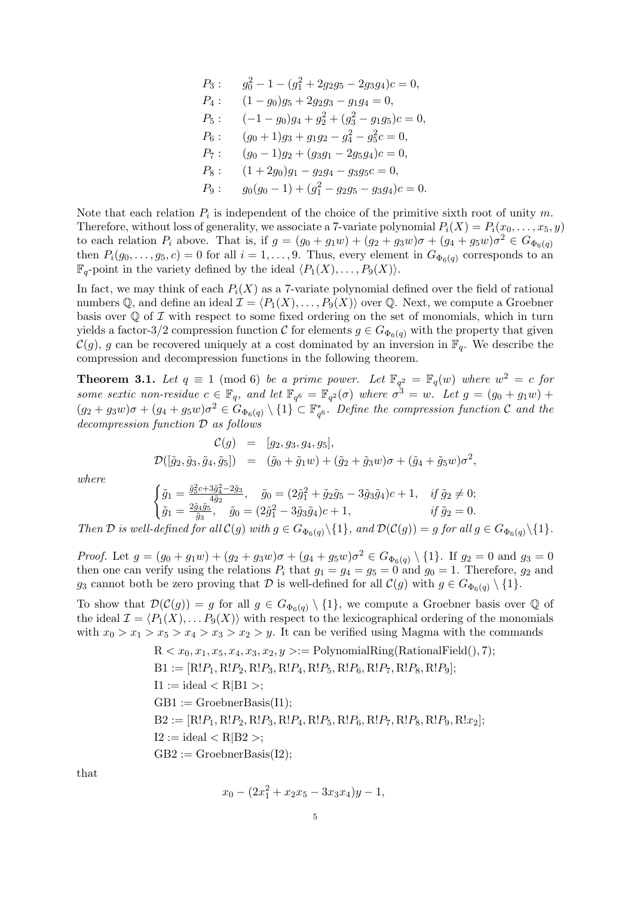$$
\begin{aligned}
P_3: &\quad g_0^2 - 1 - (g_1^2 + 2g_2g_5 - 2g_3g_4)c = 0,\\
P_4: &\quad (1-g_0)g_5 + 2g_2g_3 - g_1g_4 = 0,\\
P_5: &\quad (-1-g_0)g_4 + g_2^2 + (g_3^2 - g_1g_5)c = 0,\\
P_6: &\quad (g_0+1)g_3 + g_1g_2 - g_4^2 - g_5^2c = 0,\\
P_7: &\quad (g_0-1)g_2 + (g_3g_1 - 2g_5g_4)c = 0,\\
P_8: &\quad (1+2g_0)g_1 - g_2g_4 - g_3g_5c = 0,\\
P_9: &\quad g_0(g_0-1) + (g_1^2 - g_2g_5 - g_3g_4)c = 0.
\end{aligned}
$$

Note that each relation $P_i$ is independent of the choice of the primitive sixth root of unity $m$. Therefore, without loss of generality, we associate a 7-variate polynomial $P_i(X) = P_i(x_0, \ldots, x_5, y)$ to each relation $P_i$ above. That is, if $g = (g_0 + g_1w) + (g_2 + g_3w)\sigma + (g_4 + g_5w)\sigma^2 \in G_{\Phi_6(q)}$ then $P_i(g_0, \ldots, g_5, c) = 0$ for all $i = 1, \ldots, 9$. Thus, every element in $G_{\Phi_6(q)}$ corresponds to an $\mathbb{F}_q$-point in the variety defined by the ideal $\langle P_1(X), \ldots, P_9(X)\rangle$.

In fact, we may think of each $P_i(X)$ as a 7-variate polynomial defined over the field of rational numbers $\mathbb{Q}$, and define an ideal $\mathcal{I} = \langle P_1(X), \ldots, P_9(X)\rangle$ over $\mathbb{Q}$. Next, we compute a Groebner basis over $\mathbb{Q}$ of $\mathcal{I}$ with respect to some fixed ordering on the set of monomials, which in turn yields a factor-3/2 compression function $\mathcal{C}$ for elements $g \in G_{\Phi_6(q)}$ with the property that given $\mathcal{C}(g)$, $g$ can be recovered uniquely at a cost dominated by an inversion in $\mathbb{F}_q$. We describe the compression and decompression functions in the following theorem.

**Theorem 3.1.** *Let $q \equiv 1 \pmod 6$ be a prime power. Let $\mathbb{F}_{q^2} = \mathbb{F}_q(w)$ where $w^2 = c$ for some sextic non-residue $c \in \mathbb{F}_q$, and let $\mathbb{F}_{q^6} = \mathbb{F}_{q^2}(\sigma)$ where $\sigma^3 = w$. Let $g = (g_0 + g_1w) + (g_2 + g_3w)\sigma + (g_4 + g_5w)\sigma^2 \in G_{\Phi_6(q)} \setminus \{1\} \subset \mathbb{F}_{q^6}^*$. Define the compression function $\mathcal{C}$ and the decompression function $\mathcal{D}$ as follows*

$$
\begin{aligned}
\mathcal{C}(g) &= [g_2, g_3, g_4, g_5],\\
\mathcal{D}([\tilde{g}_2, \tilde{g}_3, \tilde{g}_4, \tilde{g}_5]) &= (\tilde{g}_0 + \tilde{g}_1w) + (\tilde{g}_2 + \tilde{g}_3w)\sigma + (\tilde{g}_4 + \tilde{g}_5w)\sigma^2,
\end{aligned}
$$

*where*

$$
\begin{cases}
\tilde{g}_1 = \frac{\tilde{g}_5^2c + 3\tilde{g}_4^2 - 2\tilde{g}_3}{4\tilde{g}_2}, \quad \tilde{g}_0 = (2\tilde{g}_1^2 + \tilde{g}_2\tilde{g}_5 - 3\tilde{g}_3\tilde{g}_4)c + 1, & \text{if } \tilde{g}_2 \neq 0;\\
\tilde{g}_1 = \frac{2\tilde{g}_4\tilde{g}_5}{\tilde{g}_3}, \quad \tilde{g}_0 = (2\tilde{g}_1^2 - 3\tilde{g}_3\tilde{g}_4)c + 1, & \text{if } \tilde{g}_2 = 0.
\end{cases}
$$

*Then $\mathcal{D}$ is well-defined for all $\mathcal{C}(g)$ with $g \in G_{\Phi_6(q)} \setminus \{1\}$, and $\mathcal{D}(\mathcal{C}(g)) = g$ for all $g \in G_{\Phi_6(q)} \setminus \{1\}$.*

*Proof.* Let $g = (g_0 + g_1w) + (g_2 + g_3w)\sigma + (g_4 + g_5w)\sigma^2 \in G_{\Phi_6(q)} \setminus \{1\}$. If $g_2 = 0$ and $g_3 = 0$ then one can verify using the relations $P_i$ that $g_1 = g_4 = g_5 = 0$ and $g_0 = 1$. Therefore, $g_2$ and $g_3$ cannot both be zero proving that $\mathcal{D}$ is well-defined for all $\mathcal{C}(g)$ with $g \in G_{\Phi_6(q)} \setminus \{1\}$.

To show that $\mathcal{D}(\mathcal{C}(g)) = g$ for all $g \in G_{\Phi_6(q)} \setminus \{1\}$, we compute a Groebner basis over $\mathbb{Q}$ of the ideal $\mathcal{I} = \langle P_1(X), \ldots P_9(X)\rangle$ with respect to the lexicographical ordering of the monomials with $x_0 > x_1 > x_5 > x_4 > x_3 > x_2 > y$. It can be verified using Magma with the commands

```
R < x0, x1, x5, x4, x3, x2, y >:= PolynomialRing(RationalField(), 7);
B1 := [R!P1, R!P2, R!P3, R!P4, R!P5, R!P6, R!P7, R!P8, R!P9];
I1 := ideal < R|B1 >;
GB1 := GroebnerBasis(I1);
B2 := [R!P1, R!P2, R!P3, R!P4, R!P5, R!P6, R!P7, R!P8, R!P9, R!x2];
I2 := ideal < R|B2 >;
GB2 := GroebnerBasis(I2);
```

that

$$
x_0 - (2x_1^2 + x_2x_5 - 3x_3x_4)y - 1,
$$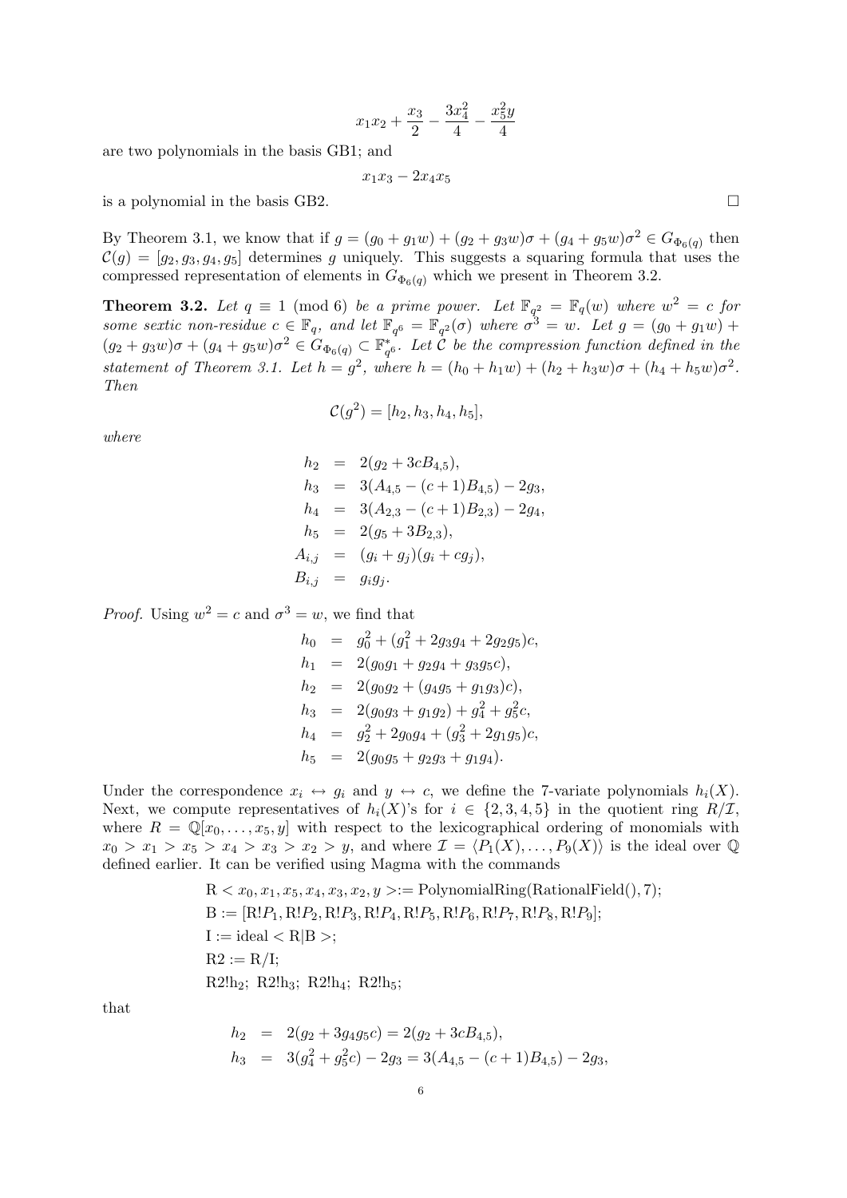$$x_1x_2 + \frac{x_3}{2} - \frac{3x_4^2}{4} - \frac{x_5^2 y}{4}$$

are two polynomials in the basis GB1; and

$$x_1x_3 - 2x_4x_5$$

is a polynomial in the basis GB2. □

By Theorem 3.1, we know that if $g = (g_0 + g_1w) + (g_2 + g_3w)\sigma + (g_4 + g_5w)\sigma^2 \in G_{\Phi_6(q)}$ then $\mathcal{C}(g) = [g_2, g_3, g_4, g_5]$ determines $g$ uniquely. This suggests a squaring formula that uses the compressed representation of elements in $G_{\Phi_6(q)}$ which we present in Theorem 3.2.

**Theorem 3.2.** *Let $q \equiv 1 \pmod 6$ be a prime power. Let $\mathbb{F}_{q^2} = \mathbb{F}_q(w)$ where $w^2 = c$ for some sextic non-residue $c \in \mathbb{F}_q$, and let $\mathbb{F}_{q^6} = \mathbb{F}_{q^2}(\sigma)$ where $\sigma^3 = w$. Let $g = (g_0 + g_1w) + (g_2 + g_3w)\sigma + (g_4 + g_5w)\sigma^2 \in G_{\Phi_6(q)} \subset \mathbb{F}^*_{q^6}$. Let $\mathcal{C}$ be the compression function defined in the statement of Theorem 3.1. Let $h = g^2$, where $h = (h_0 + h_1w) + (h_2 + h_3w)\sigma + (h_4 + h_5w)\sigma^2$. Then*

$$\mathcal{C}(g^2) = [h_2, h_3, h_4, h_5],$$

*where*

$$\begin{aligned}
h_2 &= 2(g_2 + 3cB_{4,5}), \\
h_3 &= 3(A_{4,5} - (c+1)B_{4,5}) - 2g_3, \\
h_4 &= 3(A_{2,3} - (c+1)B_{2,3}) - 2g_4, \\
h_5 &= 2(g_5 + 3B_{2,3}), \\
A_{i,j} &= (g_i + g_j)(g_i + cg_j), \\
B_{i,j} &= g_ig_j.
\end{aligned}$$

*Proof.* Using $w^2 = c$ and $\sigma^3 = w$, we find that

$$\begin{aligned}
h_0 &= g_0^2 + (g_1^2 + 2g_3g_4 + 2g_2g_5)c, \\
h_1 &= 2(g_0g_1 + g_2g_4 + g_3g_5c), \\
h_2 &= 2(g_0g_2 + (g_4g_5 + g_1g_3)c), \\
h_3 &= 2(g_0g_3 + g_1g_2) + g_4^2 + g_5^2c, \\
h_4 &= g_2^2 + 2g_0g_4 + (g_3^2 + 2g_1g_5)c, \\
h_5 &= 2(g_0g_5 + g_2g_3 + g_1g_4).
\end{aligned}$$

Under the correspondence $x_i \leftrightarrow g_i$ and $y \leftrightarrow c$, we define the 7-variate polynomials $h_i(X)$. Next, we compute representatives of $h_i(X)$'s for $i \in \{2, 3, 4, 5\}$ in the quotient ring $R/\mathcal{I}$, where $R = \mathbb{Q}[x_0, \ldots, x_5, y]$ with respect to the lexicographical ordering of monomials with $x_0 > x_1 > x_5 > x_4 > x_3 > x_2 > y$, and where $\mathcal{I} = \langle P_1(X), \ldots, P_9(X)\rangle$ is the ideal over $\mathbb{Q}$ defined earlier. It can be verified using Magma with the commands

```
R < x0, x1, x5, x4, x3, x2, y >:= PolynomialRing(RationalField(), 7);
B := [R!P1, R!P2, R!P3, R!P4, R!P5, R!P6, R!P7, R!P8, R!P9];
I := ideal < R|B >;
R2 := R/I;
R2!h2; R2!h3; R2!h4; R2!h5;
```

that

$$\begin{aligned}
h_2 &= 2(g_2 + 3g_4g_5c) = 2(g_2 + 3cB_{4,5}), \\
h_3 &= 3(g_4^2 + g_5^2c) - 2g_3 = 3(A_{4,5} - (c+1)B_{4,5}) - 2g_3,
\end{aligned}$$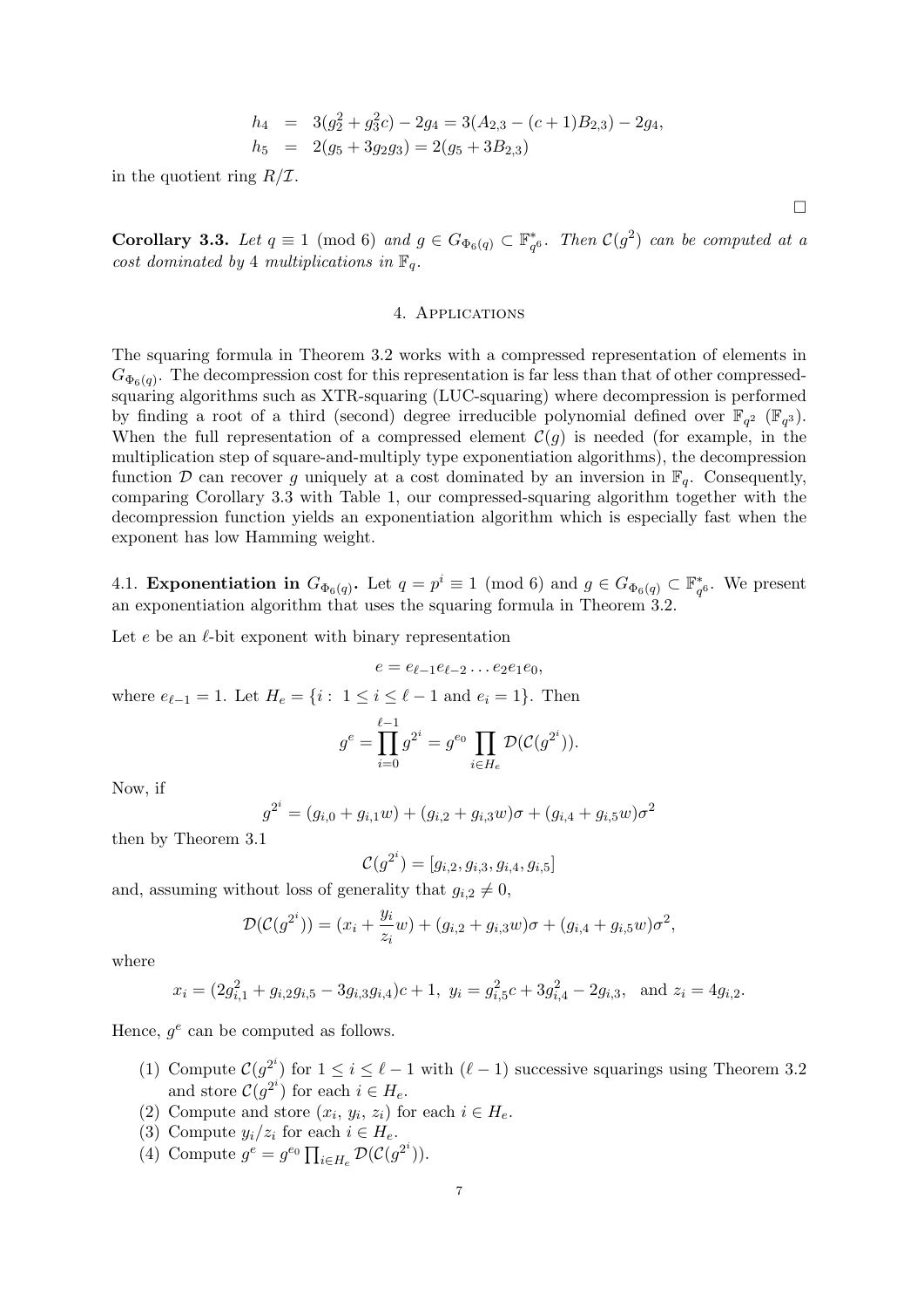$$
\begin{aligned}
h_4 &= 3(g_2^2 + g_3^2 c) - 2g_4 = 3(A_{2,3} - (c+1)B_{2,3}) - 2g_4, \\
h_5 &= 2(g_5 + 3g_2 g_3) = 2(g_5 + 3B_{2,3})
\end{aligned}
$$

in the quotient ring $R/\mathcal{I}$.

□

**Corollary 3.3.** *Let $q \equiv 1 \pmod 6$ and $g \in G_{\Phi_6(q)} \subset \mathbb{F}_{q^6}^*$. Then $\mathcal{C}(g^2)$ can be computed at a cost dominated by 4 multiplications in $\mathbb{F}_q$.*

## 4. Applications

The squaring formula in Theorem 3.2 works with a compressed representation of elements in $G_{\Phi_6(q)}$. The decompression cost for this representation is far less than that of other compressed-squaring algorithms such as XTR-squaring (LUC-squaring) where decompression is performed by finding a root of a third (second) degree irreducible polynomial defined over $\mathbb{F}_{q^2}$ ($\mathbb{F}_{q^3}$). When the full representation of a compressed element $\mathcal{C}(g)$ is needed (for example, in the multiplication step of square-and-multiply type exponentiation algorithms), the decompression function $\mathcal{D}$ can recover $g$ uniquely at a cost dominated by an inversion in $\mathbb{F}_q$. Consequently, comparing Corollary 3.3 with Table 1, our compressed-squaring algorithm together with the decompression function yields an exponentiation algorithm which is especially fast when the exponent has low Hamming weight.

### 4.1. Exponentiation in $G_{\Phi_6(q)}$.

Let $q = p^i \equiv 1 \pmod 6$ and $g \in G_{\Phi_6(q)} \subset \mathbb{F}_{q^6}^*$. We present an exponentiation algorithm that uses the squaring formula in Theorem 3.2.

Let $e$ be an $\ell$-bit exponent with binary representation

$$
e = e_{\ell-1}e_{\ell-2}\dots e_2 e_1 e_0,
$$

where $e_{\ell-1} = 1$. Let $H_e = \{i : \ 1 \le i \le \ell - 1 \text{ and } e_i = 1\}$. Then

$$
g^e = \prod_{i=0}^{\ell-1} g^{2^i} = g^{e_0} \prod_{i \in H_e} \mathcal{D}(\mathcal{C}(g^{2^i})).
$$

Now, if

$$
g^{2^i} = (g_{i,0} + g_{i,1}w) + (g_{i,2} + g_{i,3}w)\sigma + (g_{i,4} + g_{i,5}w)\sigma^2
$$

then by Theorem 3.1

$$
\mathcal{C}(g^{2^i}) = [g_{i,2}, g_{i,3}, g_{i,4}, g_{i,5}]
$$

and, assuming without loss of generality that $g_{i,2} \neq 0$,

$$
\mathcal{D}(\mathcal{C}(g^{2^i})) = (x_i + \frac{y_i}{z_i}w) + (g_{i,2} + g_{i,3}w)\sigma + (g_{i,4} + g_{i,5}w)\sigma^2,
$$

where

$$
x_i = (2g_{i,1}^2 + g_{i,2}g_{i,5} - 3g_{i,3}g_{i,4})c + 1, \ y_i = g_{i,5}^2 c + 3g_{i,4}^2 - 2g_{i,3}, \ \text{ and } z_i = 4g_{i,2}.
$$

Hence, $g^e$ can be computed as follows.

1. Compute $\mathcal{C}(g^{2^i})$ for $1 \le i \le \ell - 1$ with $(\ell - 1)$ successive squarings using Theorem 3.2 and store $\mathcal{C}(g^{2^i})$ for each $i \in H_e$.
2. Compute and store $(x_i, y_i, z_i)$ for each $i \in H_e$.
3. Compute $y_i/z_i$ for each $i \in H_e$.
4. Compute $g^e = g^{e_0} \prod_{i \in H_e} \mathcal{D}(\mathcal{C}(g^{2^i}))$.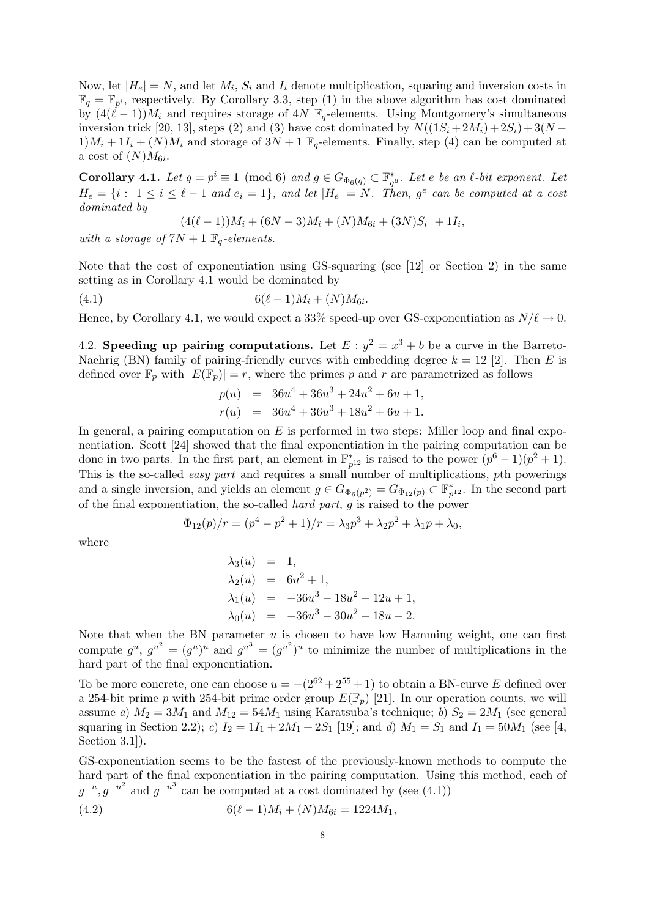Now, let $|H_e| = N$, and let $M_i$, $S_i$ and $I_i$ denote multiplication, squaring and inversion costs in $\mathbb{F}_q = \mathbb{F}_{p^i}$, respectively. By Corollary 3.3, step (1) in the above algorithm has cost dominated by $(4(\ell-1))M_i$ and requires storage of $4N$ $\mathbb{F}_q$-elements. Using Montgomery's simultaneous inversion trick [20, 13], steps (2) and (3) have cost dominated by $N((1S_i + 2M_i) + 2S_i) + 3(N-1)M_i + 1I_i + (N)M_i$ and storage of $3N+1$ $\mathbb{F}_q$-elements. Finally, step (4) can be computed at a cost of $(N)M_{6i}$.

**Corollary 4.1.** *Let $q = p^i \equiv 1 \pmod 6$ and $g \in G_{\Phi_6(q)} \subset \mathbb{F}_{q^6}^*$. Let $e$ be an $\ell$-bit exponent. Let $H_e = \{i : 1 \le i \le \ell - 1 \text{ and } e_i = 1\}$, and let $|H_e| = N$. Then, $g^e$ can be computed at a cost dominated by*

$$(4(\ell-1))M_i + (6N-3)M_i + (N)M_{6i} + (3N)S_i + 1I_i,$$

*with a storage of $7N+1$ $\mathbb{F}_q$-elements.*

Note that the cost of exponentiation using GS-squaring (see [12] or Section 2) in the same setting as in Corollary 4.1 would be dominated by

$$6(\ell-1)M_i + (N)M_{6i}. \tag{4.1}$$

Hence, by Corollary 4.1, we would expect a 33% speed-up over GS-exponentiation as $N/\ell \to 0$.

4.2. **Speeding up pairing computations.** Let $E : y^2 = x^3 + b$ be a curve in the Barreto-Naehrig (BN) family of pairing-friendly curves with embedding degree $k = 12$ [2]. Then $E$ is defined over $\mathbb{F}_p$ with $|E(\mathbb{F}_p)| = r$, where the primes $p$ and $r$ are parametrized as follows

$$\begin{aligned} p(u) &= 36u^4 + 36u^3 + 24u^2 + 6u + 1, \\ r(u) &= 36u^4 + 36u^3 + 18u^2 + 6u + 1. \end{aligned}$$

In general, a pairing computation on $E$ is performed in two steps: Miller loop and final exponentiation. Scott [24] showed that the final exponentiation in the pairing computation can be done in two parts. In the first part, an element in $\mathbb{F}_{p^{12}}^*$ is raised to the power $(p^6-1)(p^2+1)$. This is the so-called *easy part* and requires a small number of multiplications, $p$th powerings and a single inversion, and yields an element $g \in G_{\Phi_6(p^2)} = G_{\Phi_{12}(p)} \subset \mathbb{F}_{p^{12}}^*$. In the second part of the final exponentiation, the so-called *hard part*, $g$ is raised to the power

$$\Phi_{12}(p)/r = (p^4 - p^2 + 1)/r = \lambda_3 p^3 + \lambda_2 p^2 + \lambda_1 p + \lambda_0,$$

where

$$\begin{aligned} \lambda_3(u) &= 1, \\ \lambda_2(u) &= 6u^2 + 1, \\ \lambda_1(u) &= -36u^3 - 18u^2 - 12u + 1, \\ \lambda_0(u) &= -36u^3 - 30u^2 - 18u - 2. \end{aligned}$$

Note that when the BN parameter $u$ is chosen to have low Hamming weight, one can first compute $g^u$, $g^{u^2} = (g^u)^u$ and $g^{u^3} = (g^{u^2})^u$ to minimize the number of multiplications in the hard part of the final exponentiation.

To be more concrete, one can choose $u = -(2^{62} + 2^{55} + 1)$ to obtain a BN-curve $E$ defined over a 254-bit prime $p$ with 254-bit prime order group $E(\mathbb{F}_p)$ [21]. In our operation counts, we will assume *a)* $M_2 = 3M_1$ and $M_{12} = 54M_1$ using Karatsuba's technique; *b)* $S_2 = 2M_1$ (see general squaring in Section 2.2); *c)* $I_2 = 1I_1 + 2M_1 + 2S_1$ [19]; and *d)* $M_1 = S_1$ and $I_1 = 50M_1$ (see [4, Section 3.1]).

GS-exponentiation seems to be the fastest of the previously-known methods to compute the hard part of the final exponentiation in the pairing computation. Using this method, each of $g^{-u}, g^{-u^2}$ and $g^{-u^3}$ can be computed at a cost dominated by (see (4.1))

$$6(\ell-1)M_i + (N)M_{6i} = 1224M_1, \tag{4.2}$$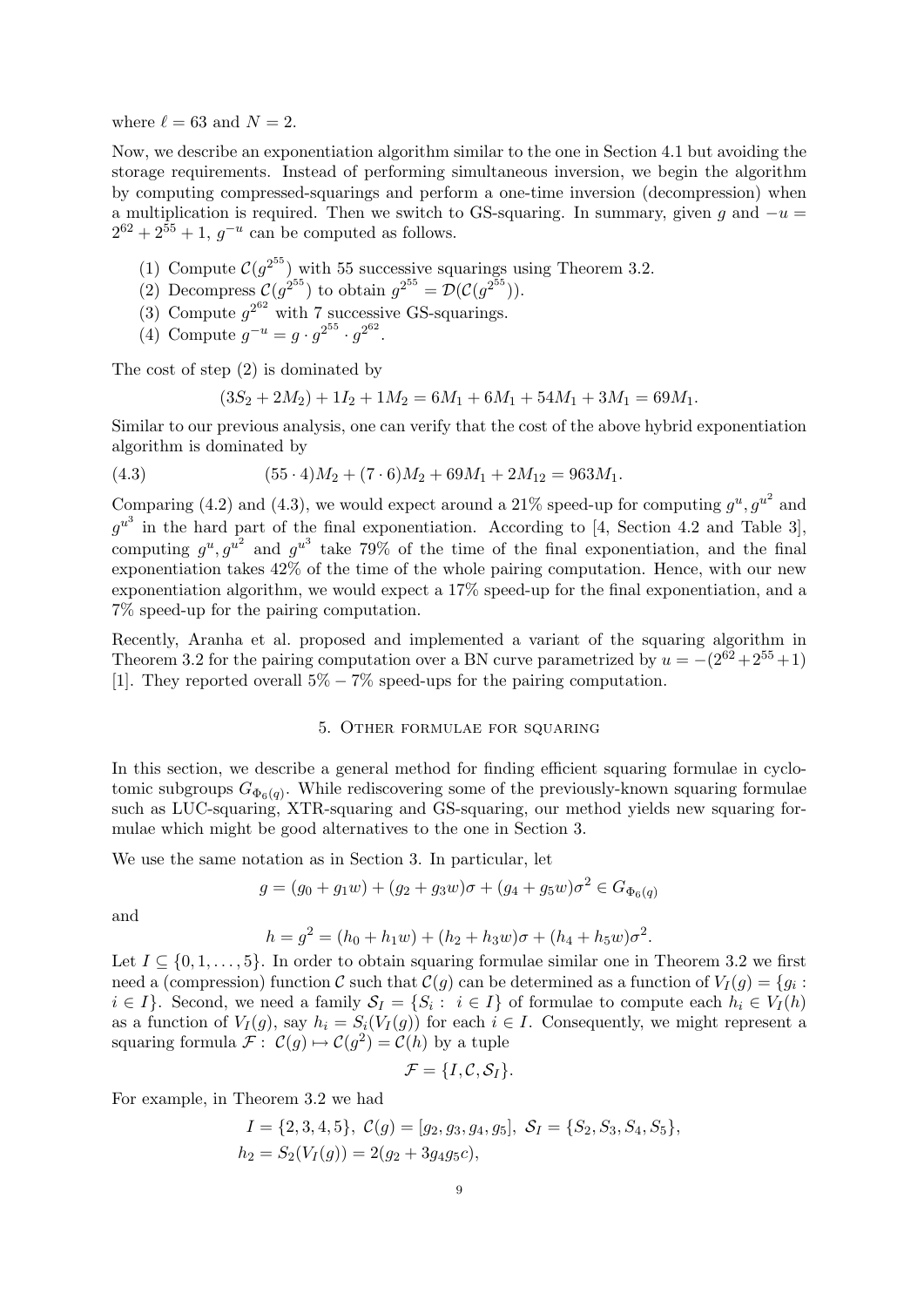where $\ell = 63$ and $N = 2$.

Now, we describe an exponentiation algorithm similar to the one in Section 4.1 but avoiding the storage requirements. Instead of performing simultaneous inversion, we begin the algorithm by computing compressed-squarings and perform a one-time inversion (decompression) when a multiplication is required. Then we switch to GS-squaring. In summary, given $g$ and $-u = 2^{62} + 2^{55} + 1$, $g^{-u}$ can be computed as follows.

(1) Compute $\mathcal{C}(g^{2^{55}})$ with 55 successive squarings using Theorem 3.2.
(2) Decompress $\mathcal{C}(g^{2^{55}})$ to obtain $g^{2^{55}} = \mathcal{D}(\mathcal{C}(g^{2^{55}}))$.
(3) Compute $g^{2^{62}}$ with 7 successive GS-squarings.
(4) Compute $g^{-u} = g \cdot g^{2^{55}} \cdot g^{2^{62}}$.

The cost of step (2) is dominated by

$$(3S_2 + 2M_2) + 1I_2 + 1M_2 = 6M_1 + 6M_1 + 54M_1 + 3M_1 = 69M_1.$$

Similar to our previous analysis, one can verify that the cost of the above hybrid exponentiation algorithm is dominated by

$$(55 \cdot 4)M_2 + (7 \cdot 6)M_2 + 69M_1 + 2M_{12} = 963M_1. \tag{4.3}$$

Comparing (4.2) and (4.3), we would expect around a 21% speed-up for computing $g^u, g^{u^2}$ and $g^{u^3}$ in the hard part of the final exponentiation. According to [4, Section 4.2 and Table 3], computing $g^u, g^{u^2}$ and $g^{u^3}$ take 79% of the time of the final exponentiation, and the final exponentiation takes 42% of the time of the whole pairing computation. Hence, with our new exponentiation algorithm, we would expect a 17% speed-up for the final exponentiation, and a 7% speed-up for the pairing computation.

Recently, Aranha et al. proposed and implemented a variant of the squaring algorithm in Theorem 3.2 for the pairing computation over a BN curve parametrized by $u = -(2^{62} + 2^{55} + 1)$ [1]. They reported overall 5% − 7% speed-ups for the pairing computation.

## 5. Other formulae for squaring

In this section, we describe a general method for finding efficient squaring formulae in cyclotomic subgroups $G_{\Phi_6(q)}$. While rediscovering some of the previously-known squaring formulae such as LUC-squaring, XTR-squaring and GS-squaring, our method yields new squaring formulae which might be good alternatives to the one in Section 3.

We use the same notation as in Section 3. In particular, let

$$g = (g_0 + g_1 w) + (g_2 + g_3 w)\sigma + (g_4 + g_5 w)\sigma^2 \in G_{\Phi_6(q)}$$

and

$$h = g^2 = (h_0 + h_1 w) + (h_2 + h_3 w)\sigma + (h_4 + h_5 w)\sigma^2.$$

Let $I \subseteq \{0, 1, \ldots, 5\}$. In order to obtain squaring formulae similar one in Theorem 3.2 we first need a (compression) function $\mathcal{C}$ such that $\mathcal{C}(g)$ can be determined as a function of $V_I(g) = \{g_i : i \in I\}$. Second, we need a family $\mathcal{S}_I = \{S_i : i \in I\}$ of formulae to compute each $h_i \in V_I(h)$ as a function of $V_I(g)$, say $h_i = S_i(V_I(g))$ for each $i \in I$. Consequently, we might represent a squaring formula $\mathcal{F} : \mathcal{C}(g) \mapsto \mathcal{C}(g^2) = \mathcal{C}(h)$ by a tuple

$$\mathcal{F} = \{I, \mathcal{C}, \mathcal{S}_I\}.$$

For example, in Theorem 3.2 we had

$$I = \{2, 3, 4, 5\},\ \mathcal{C}(g) = [g_2, g_3, g_4, g_5],\ \mathcal{S}_I = \{S_2, S_3, S_4, S_5\},$$
$$h_2 = S_2(V_I(g)) = 2(g_2 + 3g_4 g_5 c),$$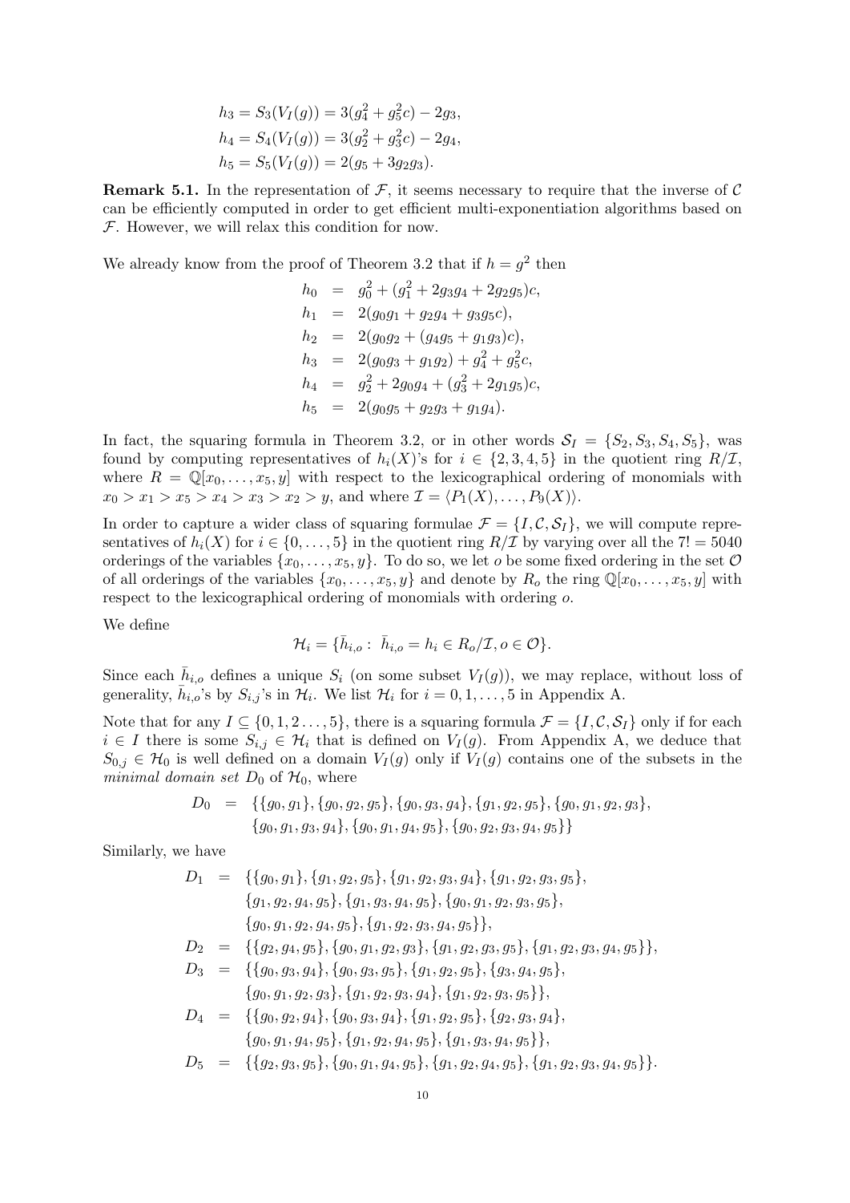$$
\begin{aligned}
h_3 &= S_3(V_I(g)) = 3(g_4^2 + g_5^2 c) - 2g_3,\\
h_4 &= S_4(V_I(g)) = 3(g_2^2 + g_3^2 c) - 2g_4,\\
h_5 &= S_5(V_I(g)) = 2(g_5 + 3g_2 g_3).
\end{aligned}
$$

**Remark 5.1.** In the representation of $\mathcal{F}$, it seems necessary to require that the inverse of $\mathcal{C}$ can be efficiently computed in order to get efficient multi-exponentiation algorithms based on $\mathcal{F}$. However, we will relax this condition for now.

We already know from the proof of Theorem 3.2 that if $h = g^2$ then

$$
\begin{aligned}
h_0 &= g_0^2 + (g_1^2 + 2g_3g_4 + 2g_2g_5)c,\\
h_1 &= 2(g_0g_1 + g_2g_4 + g_3g_5c),\\
h_2 &= 2(g_0g_2 + (g_4g_5 + g_1g_3)c),\\
h_3 &= 2(g_0g_3 + g_1g_2) + g_4^2 + g_5^2c,\\
h_4 &= g_2^2 + 2g_0g_4 + (g_3^2 + 2g_1g_5)c,\\
h_5 &= 2(g_0g_5 + g_2g_3 + g_1g_4).
\end{aligned}
$$

In fact, the squaring formula in Theorem 3.2, or in other words $\mathcal{S}_I = \{S_2, S_3, S_4, S_5\}$, was found by computing representatives of $h_i(X)$'s for $i \in \{2, 3, 4, 5\}$ in the quotient ring $R/\mathcal{I}$, where $R = \mathbb{Q}[x_0, \ldots, x_5, y]$ with respect to the lexicographical ordering of monomials with $x_0 > x_1 > x_5 > x_4 > x_3 > x_2 > y$, and where $\mathcal{I} = \langle P_1(X), \ldots, P_9(X)\rangle$.

In order to capture a wider class of squaring formulae $\mathcal{F} = \{I, \mathcal{C}, \mathcal{S}_I\}$, we will compute representatives of $h_i(X)$ for $i \in \{0, \ldots, 5\}$ in the quotient ring $R/\mathcal{I}$ by varying over all the $7! = 5040$ orderings of the variables $\{x_0, \ldots, x_5, y\}$. To do so, we let $o$ be some fixed ordering in the set $\mathcal{O}$ of all orderings of the variables $\{x_0, \ldots, x_5, y\}$ and denote by $R_o$ the ring $\mathbb{Q}[x_0, \ldots, x_5, y]$ with respect to the lexicographical ordering of monomials with ordering $o$.

We define

$$
\mathcal{H}_i = \{\bar{h}_{i,o} : \ \bar{h}_{i,o} = h_i \in R_o/\mathcal{I}, o \in \mathcal{O}\}.
$$

Since each $\bar{h}_{i,o}$ defines a unique $S_i$ (on some subset $V_I(g)$), we may replace, without loss of generality, $\bar{h}_{i,o}$'s by $S_{i,j}$'s in $\mathcal{H}_i$. We list $\mathcal{H}_i$ for $i = 0, 1, \ldots, 5$ in Appendix A.

Note that for any $I \subseteq \{0, 1, 2 \ldots, 5\}$, there is a squaring formula $\mathcal{F} = \{I, \mathcal{C}, \mathcal{S}_I\}$ only if for each $i \in I$ there is some $S_{i,j} \in \mathcal{H}_i$ that is defined on $V_I(g)$. From Appendix A, we deduce that $S_{0,j} \in \mathcal{H}_0$ is well defined on a domain $V_I(g)$ only if $V_I(g)$ contains one of the subsets in the *minimal domain set* $D_0$ of $\mathcal{H}_0$, where

$$
\begin{aligned}
D_0 \;=\; &\{\{g_0, g_1\}, \{g_0, g_2, g_5\}, \{g_0, g_3, g_4\}, \{g_1, g_2, g_5\}, \{g_0, g_1, g_2, g_3\},\\
&\{g_0, g_1, g_3, g_4\}, \{g_0, g_1, g_4, g_5\}, \{g_0, g_2, g_3, g_4, g_5\}\}
\end{aligned}
$$

Similarly, we have

$$
\begin{aligned}
D_1 \;=\; &\{\{g_0, g_1\}, \{g_1, g_2, g_5\}, \{g_1, g_2, g_3, g_4\}, \{g_1, g_2, g_3, g_5\},\\
&\{g_1, g_2, g_4, g_5\}, \{g_1, g_3, g_4, g_5\}, \{g_0, g_1, g_2, g_3, g_5\},\\
&\{g_0, g_1, g_2, g_4, g_5\}, \{g_1, g_2, g_3, g_4, g_5\}\},\\
D_2 \;=\; &\{\{g_2, g_4, g_5\}, \{g_0, g_1, g_2, g_3\}, \{g_1, g_2, g_3, g_5\}, \{g_1, g_2, g_3, g_4, g_5\}\},\\
D_3 \;=\; &\{\{g_0, g_3, g_4\}, \{g_0, g_3, g_5\}, \{g_1, g_2, g_5\}, \{g_3, g_4, g_5\},\\
&\{g_0, g_1, g_2, g_3\}, \{g_1, g_2, g_3, g_4\}, \{g_1, g_2, g_3, g_5\}\},\\
D_4 \;=\; &\{\{g_0, g_2, g_4\}, \{g_0, g_3, g_4\}, \{g_1, g_2, g_5\}, \{g_2, g_3, g_4\},\\
&\{g_0, g_1, g_4, g_5\}, \{g_1, g_2, g_4, g_5\}, \{g_1, g_3, g_4, g_5\}\},\\
D_5 \;=\; &\{\{g_2, g_3, g_5\}, \{g_0, g_1, g_4, g_5\}, \{g_1, g_2, g_4, g_5\}, \{g_1, g_2, g_3, g_4, g_5\}\}.
\end{aligned}
$$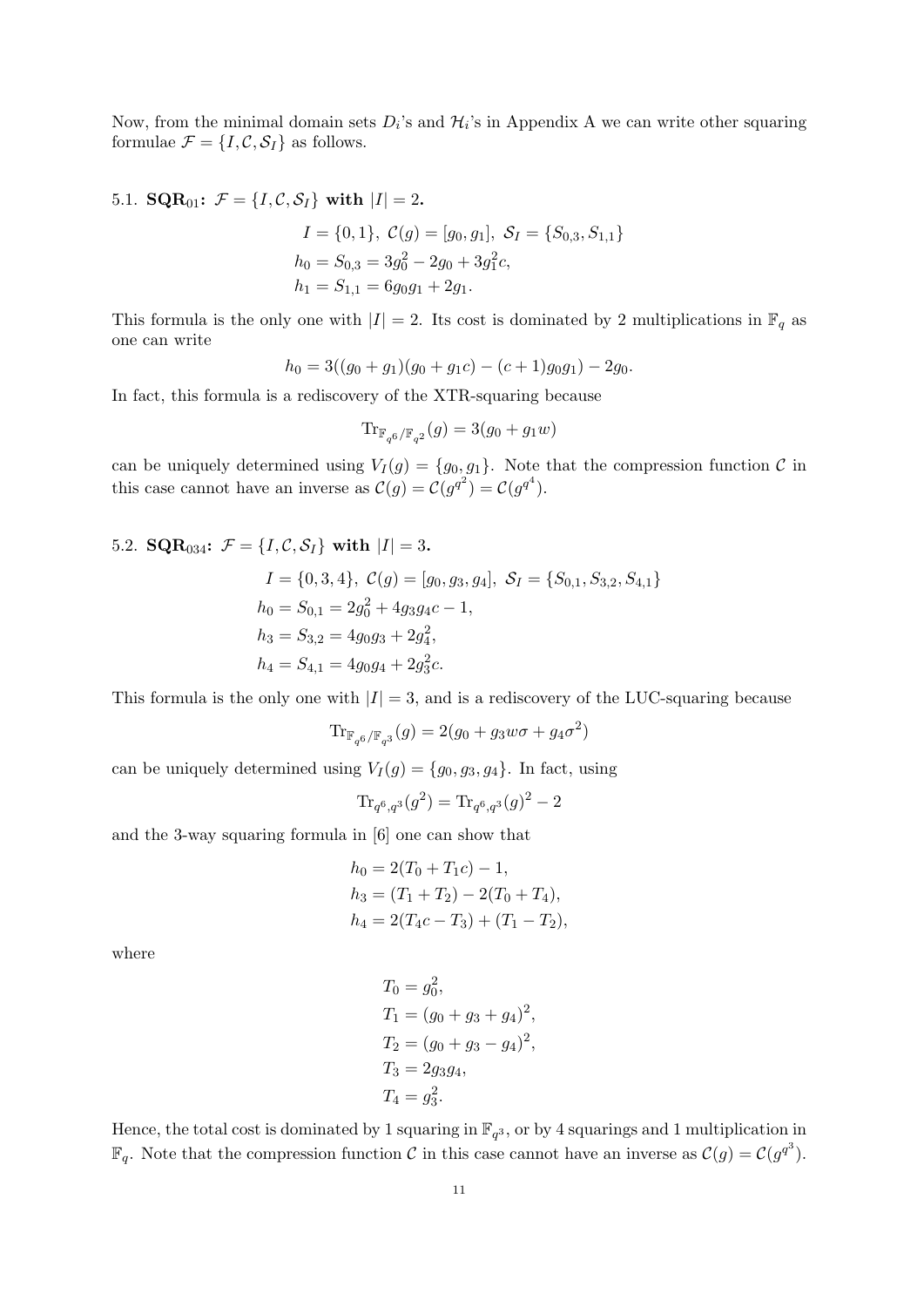Now, from the minimal domain sets $D_i$'s and $\mathcal{H}_i$'s in Appendix A we can write other squaring formulae $\mathcal{F} = \{I, \mathcal{C}, \mathcal{S}_I\}$ as follows.

### 5.1. $\mathbf{SQR}_{01}$: $\mathcal{F} = \{I, \mathcal{C}, \mathcal{S}_I\}$ with $|I| = 2$.

$$
\begin{aligned}
I = \{0,1\},\ \mathcal{C}(g) &= [g_0, g_1],\ \mathcal{S}_I = \{S_{0,3}, S_{1,1}\} \\
h_0 = S_{0,3} &= 3g_0^2 - 2g_0 + 3g_1^2 c, \\
h_1 = S_{1,1} &= 6g_0 g_1 + 2g_1.
\end{aligned}
$$

This formula is the only one with $|I| = 2$. Its cost is dominated by 2 multiplications in $\mathbb{F}_q$ as one can write

$$
h_0 = 3((g_0 + g_1)(g_0 + g_1 c) - (c+1)g_0 g_1) - 2g_0.
$$

In fact, this formula is a rediscovery of the XTR-squaring because

$$
\mathrm{Tr}_{\mathbb{F}_{q^6}/\mathbb{F}_{q^2}}(g) = 3(g_0 + g_1 w)
$$

can be uniquely determined using $V_I(g) = \{g_0, g_1\}$. Note that the compression function $\mathcal{C}$ in this case cannot have an inverse as $\mathcal{C}(g) = \mathcal{C}(g^{q^2}) = \mathcal{C}(g^{q^4})$.

### 5.2. $\mathbf{SQR}_{034}$: $\mathcal{F} = \{I, \mathcal{C}, \mathcal{S}_I\}$ with $|I| = 3$.

$$
\begin{aligned}
I = \{0,3,4\},\ \mathcal{C}(g) &= [g_0, g_3, g_4],\ \mathcal{S}_I = \{S_{0,1}, S_{3,2}, S_{4,1}\} \\
h_0 = S_{0,1} &= 2g_0^2 + 4g_3 g_4 c - 1, \\
h_3 = S_{3,2} &= 4g_0 g_3 + 2g_4^2, \\
h_4 = S_{4,1} &= 4g_0 g_4 + 2g_3^2 c.
\end{aligned}
$$

This formula is the only one with $|I| = 3$, and is a rediscovery of the LUC-squaring because

$$
\mathrm{Tr}_{\mathbb{F}_{q^6}/\mathbb{F}_{q^3}}(g) = 2(g_0 + g_3 w\sigma + g_4 \sigma^2)
$$

can be uniquely determined using $V_I(g) = \{g_0, g_3, g_4\}$. In fact, using

$$
\mathrm{Tr}_{q^6,q^3}(g^2) = \mathrm{Tr}_{q^6,q^3}(g)^2 - 2
$$

and the 3-way squaring formula in [6] one can show that

$$
\begin{aligned}
h_0 &= 2(T_0 + T_1 c) - 1, \\
h_3 &= (T_1 + T_2) - 2(T_0 + T_4), \\
h_4 &= 2(T_4 c - T_3) + (T_1 - T_2),
\end{aligned}
$$

where

$$
\begin{aligned}
T_0 &= g_0^2, \\
T_1 &= (g_0 + g_3 + g_4)^2, \\
T_2 &= (g_0 + g_3 - g_4)^2, \\
T_3 &= 2g_3 g_4, \\
T_4 &= g_3^2.
\end{aligned}
$$

Hence, the total cost is dominated by 1 squaring in $\mathbb{F}_{q^3}$, or by 4 squarings and 1 multiplication in $\mathbb{F}_q$. Note that the compression function $\mathcal{C}$ in this case cannot have an inverse as $\mathcal{C}(g) = \mathcal{C}(g^{q^3})$.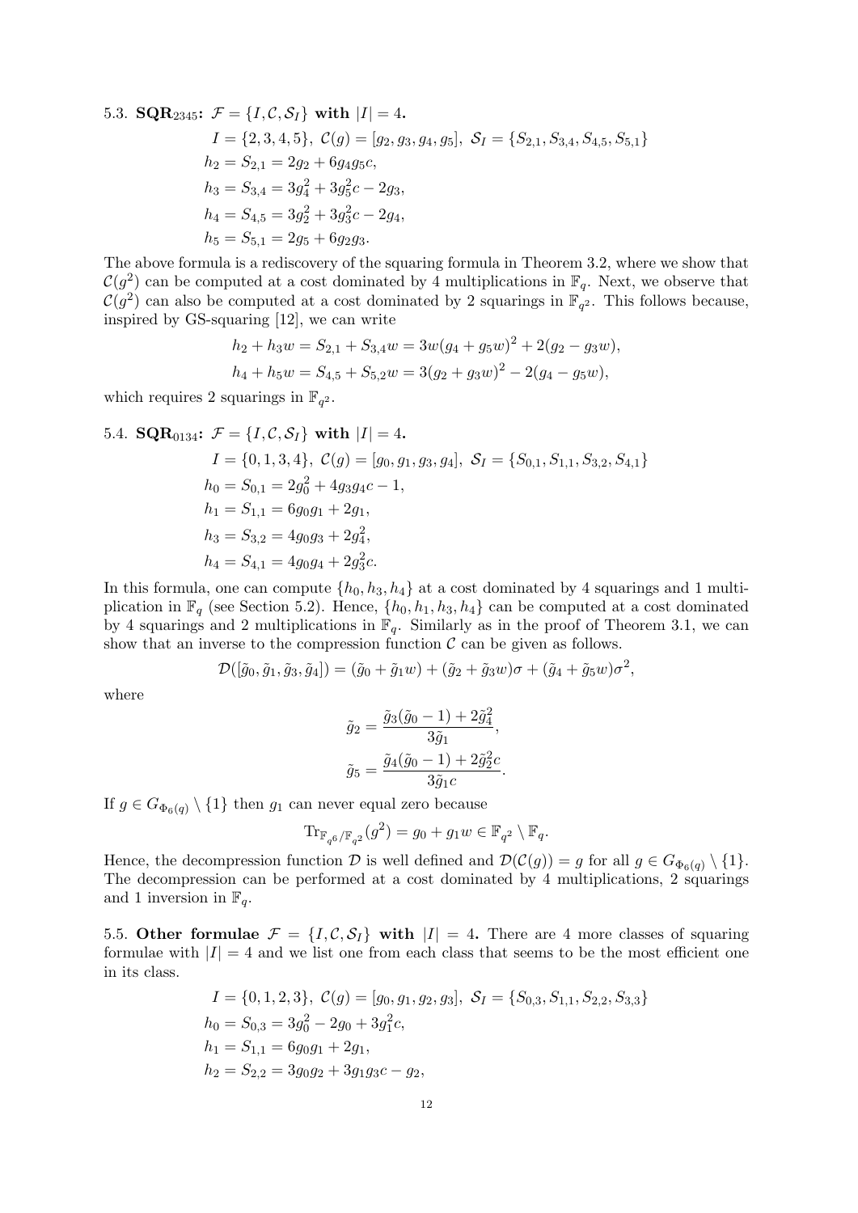5.3. **SQR$_{2345}$: $\mathcal{F} = \{I, \mathcal{C}, \mathcal{S}_I\}$ with $|I| = 4$.**

$$
\begin{aligned}
& I = \{2,3,4,5\},\ \mathcal{C}(g) = [g_2, g_3, g_4, g_5],\ \mathcal{S}_I = \{S_{2,1}, S_{3,4}, S_{4,5}, S_{5,1}\} \\
& h_2 = S_{2,1} = 2g_2 + 6g_4g_5c, \\
& h_3 = S_{3,4} = 3g_4^2 + 3g_5^2c - 2g_3, \\
& h_4 = S_{4,5} = 3g_2^2 + 3g_3^2c - 2g_4, \\
& h_5 = S_{5,1} = 2g_5 + 6g_2g_3.
\end{aligned}
$$

The above formula is a rediscovery of the squaring formula in Theorem 3.2, where we show that $\mathcal{C}(g^2)$ can be computed at a cost dominated by 4 multiplications in $\mathbb{F}_q$. Next, we observe that $\mathcal{C}(g^2)$ can also be computed at a cost dominated by 2 squarings in $\mathbb{F}_{q^2}$. This follows because, inspired by GS-squaring [12], we can write

$$
\begin{aligned}
h_2 + h_3w &= S_{2,1} + S_{3,4}w = 3w(g_4 + g_5w)^2 + 2(g_2 - g_3w), \\
h_4 + h_5w &= S_{4,5} + S_{5,2}w = 3(g_2 + g_3w)^2 - 2(g_4 - g_5w),
\end{aligned}
$$

which requires 2 squarings in $\mathbb{F}_{q^2}$.

5.4. **SQR$_{0134}$: $\mathcal{F} = \{I, \mathcal{C}, \mathcal{S}_I\}$ with $|I| = 4$.**

$$
\begin{aligned}
& I = \{0,1,3,4\},\ \mathcal{C}(g) = [g_0, g_1, g_3, g_4],\ \mathcal{S}_I = \{S_{0,1}, S_{1,1}, S_{3,2}, S_{4,1}\} \\
& h_0 = S_{0,1} = 2g_0^2 + 4g_3g_4c - 1, \\
& h_1 = S_{1,1} = 6g_0g_1 + 2g_1, \\
& h_3 = S_{3,2} = 4g_0g_3 + 2g_4^2, \\
& h_4 = S_{4,1} = 4g_0g_4 + 2g_3^2c.
\end{aligned}
$$

In this formula, one can compute $\{h_0, h_3, h_4\}$ at a cost dominated by 4 squarings and 1 multiplication in $\mathbb{F}_q$ (see Section 5.2). Hence, $\{h_0, h_1, h_3, h_4\}$ can be computed at a cost dominated by 4 squarings and 2 multiplications in $\mathbb{F}_q$. Similarly as in the proof of Theorem 3.1, we can show that an inverse to the compression function $\mathcal{C}$ can be given as follows.

$$
\mathcal{D}([\tilde{g}_0, \tilde{g}_1, \tilde{g}_3, \tilde{g}_4]) = (\tilde{g}_0 + \tilde{g}_1w) + (\tilde{g}_2 + \tilde{g}_3w)\sigma + (\tilde{g}_4 + \tilde{g}_5w)\sigma^2,
$$

where

$$
\begin{aligned}
\tilde{g}_2 &= \frac{\tilde{g}_3(\tilde{g}_0 - 1) + 2\tilde{g}_4^2}{3\tilde{g}_1}, \\
\tilde{g}_5 &= \frac{\tilde{g}_4(\tilde{g}_0 - 1) + 2\tilde{g}_2^2c}{3\tilde{g}_1c}.
\end{aligned}
$$

If $g \in G_{\Phi_6(q)} \setminus \{1\}$ then $g_1$ can never equal zero because

$$
\mathrm{Tr}_{\mathbb{F}_{q^6}/\mathbb{F}_{q^2}}(g^2) = g_0 + g_1w \in \mathbb{F}_{q^2} \setminus \mathbb{F}_q.
$$

Hence, the decompression function $\mathcal{D}$ is well defined and $\mathcal{D}(\mathcal{C}(g)) = g$ for all $g \in G_{\Phi_6(q)} \setminus \{1\}$. The decompression can be performed at a cost dominated by 4 multiplications, 2 squarings and 1 inversion in $\mathbb{F}_q$.

5.5. **Other formulae $\mathcal{F} = \{I, \mathcal{C}, \mathcal{S}_I\}$ with $|I| = 4$.** There are 4 more classes of squaring formulae with $|I| = 4$ and we list one from each class that seems to be the most efficient one in its class.

$$
\begin{aligned}
& I = \{0,1,2,3\},\ \mathcal{C}(g) = [g_0, g_1, g_2, g_3],\ \mathcal{S}_I = \{S_{0,3}, S_{1,1}, S_{2,2}, S_{3,3}\} \\
& h_0 = S_{0,3} = 3g_0^2 - 2g_0 + 3g_1^2c, \\
& h_1 = S_{1,1} = 6g_0g_1 + 2g_1, \\
& h_2 = S_{2,2} = 3g_0g_2 + 3g_1g_3c - g_2,
\end{aligned}
$$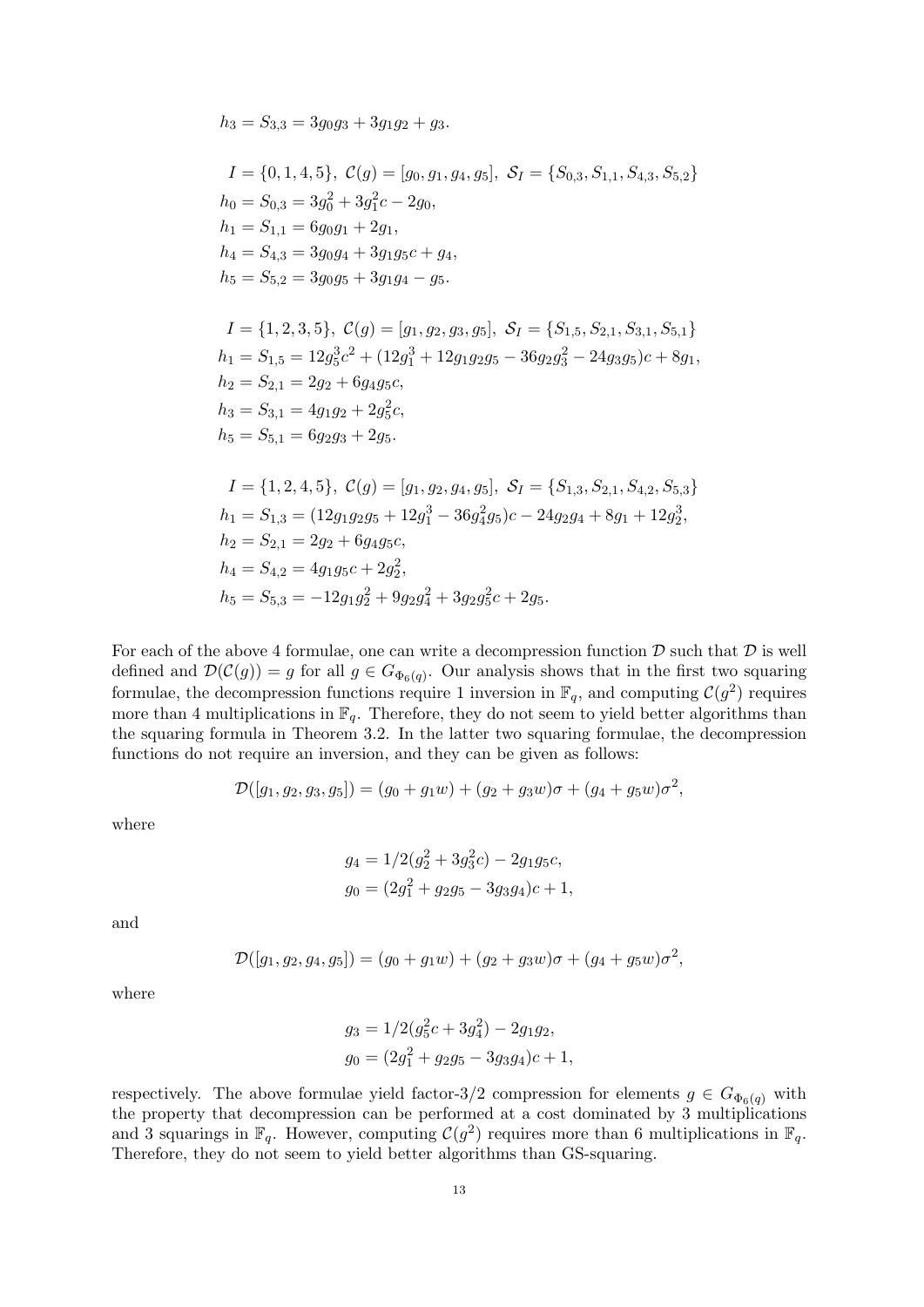$$h_3 = S_{3,3} = 3g_0g_3 + 3g_1g_2 + g_3.$$

$$I = \{0, 1, 4, 5\},\ \mathcal{C}(g) = [g_0, g_1, g_4, g_5],\ \mathcal{S}_I = \{S_{0,3}, S_{1,1}, S_{4,3}, S_{5,2}\}$$

$$h_0 = S_{0,3} = 3g_0^2 + 3g_1^2c - 2g_0,$$
$$h_1 = S_{1,1} = 6g_0g_1 + 2g_1,$$
$$h_4 = S_{4,3} = 3g_0g_4 + 3g_1g_5c + g_4,$$
$$h_5 = S_{5,2} = 3g_0g_5 + 3g_1g_4 - g_5.$$

$$I = \{1, 2, 3, 5\},\ \mathcal{C}(g) = [g_1, g_2, g_3, g_5],\ \mathcal{S}_I = \{S_{1,5}, S_{2,1}, S_{3,1}, S_{5,1}\}$$

$$h_1 = S_{1,5} = 12g_5^3c^2 + (12g_1^3 + 12g_1g_2g_5 - 36g_2g_3^2 - 24g_3g_5)c + 8g_1,$$
$$h_2 = S_{2,1} = 2g_2 + 6g_4g_5c,$$
$$h_3 = S_{3,1} = 4g_1g_2 + 2g_5^2c,$$
$$h_5 = S_{5,1} = 6g_2g_3 + 2g_5.$$

$$I = \{1, 2, 4, 5\},\ \mathcal{C}(g) = [g_1, g_2, g_4, g_5],\ \mathcal{S}_I = \{S_{1,3}, S_{2,1}, S_{4,2}, S_{5,3}\}$$

$$h_1 = S_{1,3} = (12g_1g_2g_5 + 12g_1^3 - 36g_4^2g_5)c - 24g_2g_4 + 8g_1 + 12g_2^3,$$
$$h_2 = S_{2,1} = 2g_2 + 6g_4g_5c,$$
$$h_4 = S_{4,2} = 4g_1g_5c + 2g_2^2,$$
$$h_5 = S_{5,3} = -12g_1g_2^2 + 9g_2g_4^2 + 3g_2g_5^2c + 2g_5.$$

For each of the above 4 formulae, one can write a decompression function $\mathcal{D}$ such that $\mathcal{D}$ is well defined and $\mathcal{D}(\mathcal{C}(g)) = g$ for all $g \in G_{\Phi_6(q)}$. Our analysis shows that in the first two squaring formulae, the decompression functions require 1 inversion in $\mathbb{F}_q$, and computing $\mathcal{C}(g^2)$ requires more than 4 multiplications in $\mathbb{F}_q$. Therefore, they do not seem to yield better algorithms than the squaring formula in Theorem 3.2. In the latter two squaring formulae, the decompression functions do not require an inversion, and they can be given as follows:

$$\mathcal{D}([g_1, g_2, g_3, g_5]) = (g_0 + g_1w) + (g_2 + g_3w)\sigma + (g_4 + g_5w)\sigma^2,$$

where

$$g_4 = 1/2(g_2^2 + 3g_3^2c) - 2g_1g_5c,$$
$$g_0 = (2g_1^2 + g_2g_5 - 3g_3g_4)c + 1,$$

and

$$\mathcal{D}([g_1, g_2, g_4, g_5]) = (g_0 + g_1w) + (g_2 + g_3w)\sigma + (g_4 + g_5w)\sigma^2,$$

where

$$g_3 = 1/2(g_5^2c + 3g_4^2) - 2g_1g_2,$$
$$g_0 = (2g_1^2 + g_2g_5 - 3g_3g_4)c + 1,$$

respectively. The above formulae yield factor-3/2 compression for elements $g \in G_{\Phi_6(q)}$ with the property that decompression can be performed at a cost dominated by 3 multiplications and 3 squarings in $\mathbb{F}_q$. However, computing $\mathcal{C}(g^2)$ requires more than 6 multiplications in $\mathbb{F}_q$. Therefore, they do not seem to yield better algorithms than GS-squaring.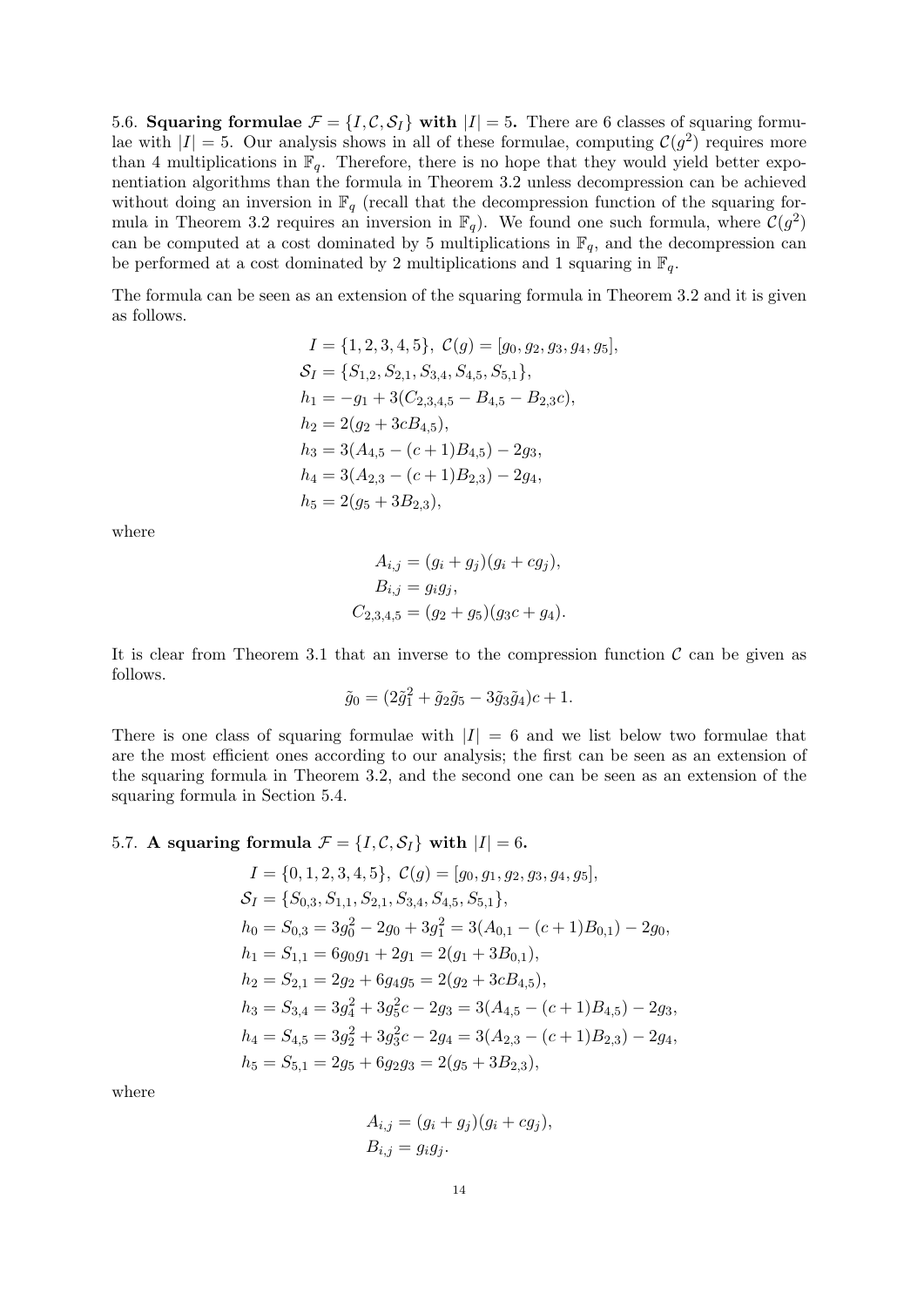5.6. **Squaring formulae $\mathcal{F} = \{I, \mathcal{C}, \mathcal{S}_I\}$ with $|I| = 5$.** There are 6 classes of squaring formulae with $|I| = 5$. Our analysis shows in all of these formulae, computing $\mathcal{C}(g^2)$ requires more than 4 multiplications in $\mathbb{F}_q$. Therefore, there is no hope that they would yield better exponentiation algorithms than the formula in Theorem 3.2 unless decompression can be achieved without doing an inversion in $\mathbb{F}_q$ (recall that the decompression function of the squaring formula in Theorem 3.2 requires an inversion in $\mathbb{F}_q$). We found one such formula, where $\mathcal{C}(g^2)$ can be computed at a cost dominated by 5 multiplications in $\mathbb{F}_q$, and the decompression can be performed at a cost dominated by 2 multiplications and 1 squaring in $\mathbb{F}_q$.

The formula can be seen as an extension of the squaring formula in Theorem 3.2 and it is given as follows.

$$
\begin{aligned}
&I = \{1, 2, 3, 4, 5\},\ \mathcal{C}(g) = [g_0, g_2, g_3, g_4, g_5],\\
&\mathcal{S}_I = \{S_{1,2}, S_{2,1}, S_{3,4}, S_{4,5}, S_{5,1}\},\\
&h_1 = -g_1 + 3(C_{2,3,4,5} - B_{4,5} - B_{2,3}c),\\
&h_2 = 2(g_2 + 3cB_{4,5}),\\
&h_3 = 3(A_{4,5} - (c+1)B_{4,5}) - 2g_3,\\
&h_4 = 3(A_{2,3} - (c+1)B_{2,3}) - 2g_4,\\
&h_5 = 2(g_5 + 3B_{2,3}),
\end{aligned}
$$

where

$$
\begin{aligned}
A_{i,j} &= (g_i + g_j)(g_i + cg_j),\\
B_{i,j} &= g_i g_j,\\
C_{2,3,4,5} &= (g_2 + g_5)(g_3 c + g_4).
\end{aligned}
$$

It is clear from Theorem 3.1 that an inverse to the compression function $\mathcal{C}$ can be given as follows.

$$
\tilde{g}_0 = (2\tilde{g}_1^2 + \tilde{g}_2\tilde{g}_5 - 3\tilde{g}_3\tilde{g}_4)c + 1.
$$

There is one class of squaring formulae with $|I| = 6$ and we list below two formulae that are the most efficient ones according to our analysis; the first can be seen as an extension of the squaring formula in Theorem 3.2, and the second one can be seen as an extension of the squaring formula in Section 5.4.

5.7. **A squaring formula $\mathcal{F} = \{I, \mathcal{C}, \mathcal{S}_I\}$ with $|I| = 6$.**

$$
\begin{aligned}
&I = \{0, 1, 2, 3, 4, 5\},\ \mathcal{C}(g) = [g_0, g_1, g_2, g_3, g_4, g_5],\\
&\mathcal{S}_I = \{S_{0,3}, S_{1,1}, S_{2,1}, S_{3,4}, S_{4,5}, S_{5,1}\},\\
&h_0 = S_{0,3} = 3g_0^2 - 2g_0 + 3g_1^2 = 3(A_{0,1} - (c+1)B_{0,1}) - 2g_0,\\
&h_1 = S_{1,1} = 6g_0g_1 + 2g_1 = 2(g_1 + 3B_{0,1}),\\
&h_2 = S_{2,1} = 2g_2 + 6g_4g_5 = 2(g_2 + 3cB_{4,5}),\\
&h_3 = S_{3,4} = 3g_4^2 + 3g_5^2c - 2g_3 = 3(A_{4,5} - (c+1)B_{4,5}) - 2g_3,\\
&h_4 = S_{4,5} = 3g_2^2 + 3g_3^2c - 2g_4 = 3(A_{2,3} - (c+1)B_{2,3}) - 2g_4,\\
&h_5 = S_{5,1} = 2g_5 + 6g_2g_3 = 2(g_5 + 3B_{2,3}),
\end{aligned}
$$

where

$$
\begin{aligned}
A_{i,j} &= (g_i + g_j)(g_i + cg_j),\\
B_{i,j} &= g_i g_j.
\end{aligned}
$$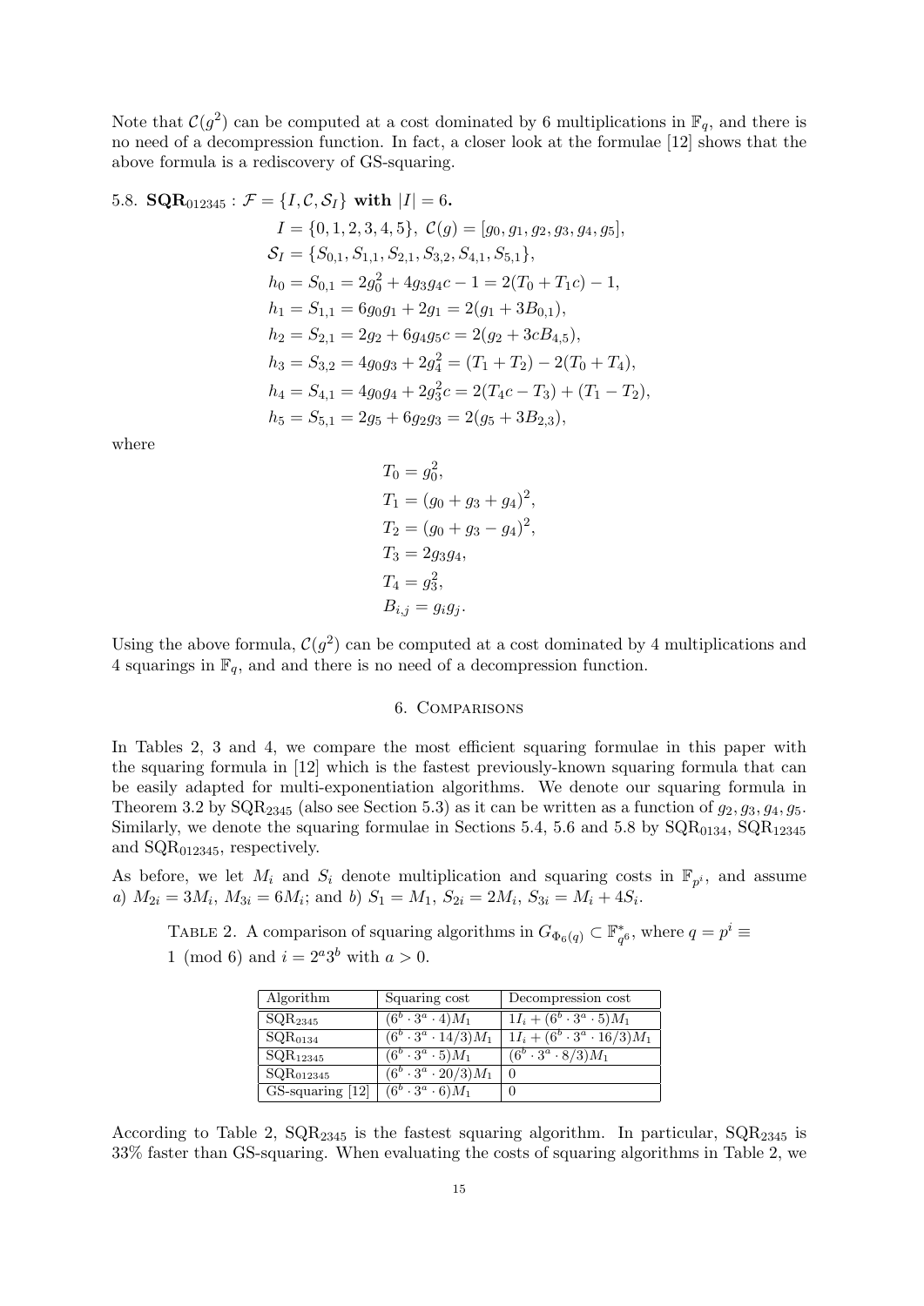Note that $\mathcal{C}(g^2)$ can be computed at a cost dominated by 6 multiplications in $\mathbb{F}_q$, and there is no need of a decompression function. In fact, a closer look at the formulae [12] shows that the above formula is a rediscovery of GS-squaring.

5.8. $\mathbf{SQR}_{012345}$ : $\mathcal{F} = \{I, \mathcal{C}, \mathcal{S}_I\}$ **with** $|I| = 6$**.**

$$
\begin{aligned}
I &= \{0,1,2,3,4,5\},\ \mathcal{C}(g) = [g_0, g_1, g_2, g_3, g_4, g_5],\\
\mathcal{S}_I &= \{S_{0,1}, S_{1,1}, S_{2,1}, S_{3,2}, S_{4,1}, S_{5,1}\},\\
h_0 &= S_{0,1} = 2g_0^2 + 4g_3g_4c - 1 = 2(T_0 + T_1c) - 1,\\
h_1 &= S_{1,1} = 6g_0g_1 + 2g_1 = 2(g_1 + 3B_{0,1}),\\
h_2 &= S_{2,1} = 2g_2 + 6g_4g_5c = 2(g_2 + 3cB_{4,5}),\\
h_3 &= S_{3,2} = 4g_0g_3 + 2g_4^2 = (T_1 + T_2) - 2(T_0 + T_4),\\
h_4 &= S_{4,1} = 4g_0g_4 + 2g_3^2c = 2(T_4c - T_3) + (T_1 - T_2),\\
h_5 &= S_{5,1} = 2g_5 + 6g_2g_3 = 2(g_5 + 3B_{2,3}),
\end{aligned}
$$

where

$$
\begin{aligned}
T_0 &= g_0^2,\\
T_1 &= (g_0 + g_3 + g_4)^2,\\
T_2 &= (g_0 + g_3 - g_4)^2,\\
T_3 &= 2g_3g_4,\\
T_4 &= g_3^2,\\
B_{i,j} &= g_ig_j.
\end{aligned}
$$

Using the above formula, $\mathcal{C}(g^2)$ can be computed at a cost dominated by 4 multiplications and 4 squarings in $\mathbb{F}_q$, and and there is no need of a decompression function.

## 6. Comparisons

In Tables 2, 3 and 4, we compare the most efficient squaring formulae in this paper with the squaring formula in [12] which is the fastest previously-known squaring formula that can be easily adapted for multi-exponentiation algorithms. We denote our squaring formula in Theorem 3.2 by $\mathrm{SQR}_{2345}$ (also see Section 5.3) as it can be written as a function of $g_2, g_3, g_4, g_5$. Similarly, we denote the squaring formulae in Sections 5.4, 5.6 and 5.8 by $\mathrm{SQR}_{0134}$, $\mathrm{SQR}_{12345}$ and $\mathrm{SQR}_{012345}$, respectively.

As before, we let $M_i$ and $S_i$ denote multiplication and squaring costs in $\mathbb{F}_{p^i}$, and assume *a)* $M_{2i} = 3M_i$, $M_{3i} = 6M_i$; and *b)* $S_1 = M_1$, $S_{2i} = 2M_i$, $S_{3i} = M_i + 4S_i$.

Table 2. A comparison of squaring algorithms in $G_{\Phi_6(q)} \subset \mathbb{F}_{q^6}^*$, where $q = p^i \equiv 1 \pmod 6$ and $i = 2^a3^b$ with $a > 0$.

| Algorithm | Squaring cost | Decompression cost |
|---|---|---|
| $\mathrm{SQR}_{2345}$ | $(6^b \cdot 3^a \cdot 4)M_1$ | $1I_i + (6^b \cdot 3^a \cdot 5)M_1$ |
| $\mathrm{SQR}_{0134}$ | $(6^b \cdot 3^a \cdot 14/3)M_1$ | $1I_i + (6^b \cdot 3^a \cdot 16/3)M_1$ |
| $\mathrm{SQR}_{12345}$ | $(6^b \cdot 3^a \cdot 5)M_1$ | $(6^b \cdot 3^a \cdot 8/3)M_1$ |
| $\mathrm{SQR}_{012345}$ | $(6^b \cdot 3^a \cdot 20/3)M_1$ | 0 |
| GS-squaring [12] | $(6^b \cdot 3^a \cdot 6)M_1$ | 0 |

According to Table 2, $\mathrm{SQR}_{2345}$ is the fastest squaring algorithm. In particular, $\mathrm{SQR}_{2345}$ is 33% faster than GS-squaring. When evaluating the costs of squaring algorithms in Table 2, we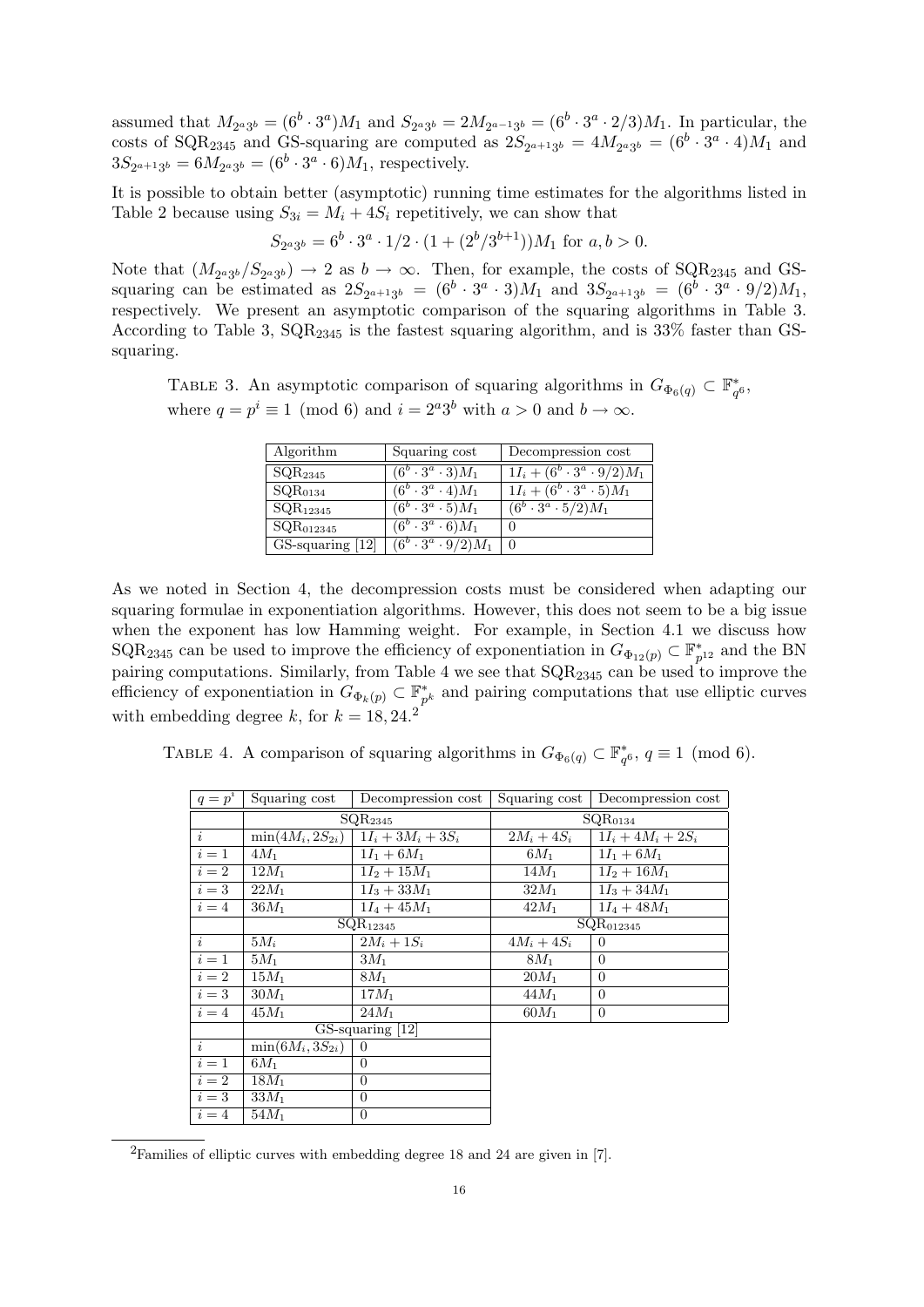assumed that $M_{2^a3^b} = (6^b \cdot 3^a)M_1$ and $S_{2^a3^b} = 2M_{2^{a-1}3^b} = (6^b \cdot 3^a \cdot 2/3)M_1$. In particular, the costs of $\text{SQR}_{2345}$ and GS-squaring are computed as $2S_{2^{a+1}3^b} = 4M_{2^a3^b} = (6^b \cdot 3^a \cdot 4)M_1$ and $3S_{2^{a+1}3^b} = 6M_{2^a3^b} = (6^b \cdot 3^a \cdot 6)M_1$, respectively.

It is possible to obtain better (asymptotic) running time estimates for the algorithms listed in Table 2 because using $S_{3i} = M_i + 4S_i$ repetitively, we can show that

$$S_{2^a3^b} = 6^b \cdot 3^a \cdot 1/2 \cdot (1 + (2^b/3^{b+1}))M_1 \text{ for } a, b > 0.$$

Note that $(M_{2^a3^b}/S_{2^a3^b}) \to 2$ as $b \to \infty$. Then, for example, the costs of $\text{SQR}_{2345}$ and GS-squaring can be estimated as $2S_{2^{a+1}3^b} = (6^b \cdot 3^a \cdot 3)M_1$ and $3S_{2^{a+1}3^b} = (6^b \cdot 3^a \cdot 9/2)M_1$, respectively. We present an asymptotic comparison of the squaring algorithms in Table 3. According to Table 3, $\text{SQR}_{2345}$ is the fastest squaring algorithm, and is 33% faster than GS-squaring.

TABLE 3. An asymptotic comparison of squaring algorithms in $G_{\Phi_6(q)} \subset \mathbb{F}_{q^6}^*$, where $q = p^i \equiv 1 \pmod 6$ and $i = 2^a3^b$ with $a > 0$ and $b \to \infty$.

| Algorithm | Squaring cost | Decompression cost |
|---|---|---|
| $\text{SQR}_{2345}$ | $(6^b \cdot 3^a \cdot 3)M_1$ | $1I_i + (6^b \cdot 3^a \cdot 9/2)M_1$ |
| $\text{SQR}_{0134}$ | $(6^b \cdot 3^a \cdot 4)M_1$ | $1I_i + (6^b \cdot 3^a \cdot 5)M_1$ |
| $\text{SQR}_{12345}$ | $(6^b \cdot 3^a \cdot 5)M_1$ | $(6^b \cdot 3^a \cdot 5/2)M_1$ |
| $\text{SQR}_{012345}$ | $(6^b \cdot 3^a \cdot 6)M_1$ | 0 |
| GS-squaring [12] | $(6^b \cdot 3^a \cdot 9/2)M_1$ | 0 |

As we noted in Section 4, the decompression costs must be considered when adapting our squaring formulae in exponentiation algorithms. However, this does not seem to be a big issue when the exponent has low Hamming weight. For example, in Section 4.1 we discuss how $\text{SQR}_{2345}$ can be used to improve the efficiency of exponentiation in $G_{\Phi_{12}(p)} \subset \mathbb{F}_{p^{12}}^*$ and the BN pairing computations. Similarly, from Table 4 we see that $\text{SQR}_{2345}$ can be used to improve the efficiency of exponentiation in $G_{\Phi_k(p)} \subset \mathbb{F}_{p^k}^*$ and pairing computations that use elliptic curves with embedding degree $k$, for $k = 18, 24$.[2]

TABLE 4. A comparison of squaring algorithms in $G_{\Phi_6(q)} \subset \mathbb{F}_{q^6}^*$, $q \equiv 1 \pmod 6$.

| $q = p^i$ | Squaring cost | Decompression cost | Squaring cost | Decompression cost |
|---|---|---|---|---|
| | $\text{SQR}_{2345}$ | | $\text{SQR}_{0134}$ | |
| $i$ | $\min(4M_i, 2S_{2i})$ | $1I_i + 3M_i + 3S_i$ | $2M_i + 4S_i$ | $1I_i + 4M_i + 2S_i$ |
| $i = 1$ | $4M_1$ | $1I_1 + 6M_1$ | $6M_1$ | $1I_1 + 6M_1$ |
| $i = 2$ | $12M_1$ | $1I_2 + 15M_1$ | $14M_1$ | $1I_2 + 16M_1$ |
| $i = 3$ | $22M_1$ | $1I_3 + 33M_1$ | $32M_1$ | $1I_3 + 34M_1$ |
| $i = 4$ | $36M_1$ | $1I_4 + 45M_1$ | $42M_1$ | $1I_4 + 48M_1$ |
| | $\text{SQR}_{12345}$ | | $\text{SQR}_{012345}$ | |
| $i$ | $5M_i$ | $2M_i + 1S_i$ | $4M_i + 4S_i$ | 0 |
| $i = 1$ | $5M_1$ | $3M_1$ | $8M_1$ | 0 |
| $i = 2$ | $15M_1$ | $8M_1$ | $20M_1$ | 0 |
| $i = 3$ | $30M_1$ | $17M_1$ | $44M_1$ | 0 |
| $i = 4$ | $45M_1$ | $24M_1$ | $60M_1$ | 0 |
| | GS-squaring [12] | | | |
| $i$ | $\min(6M_i, 3S_{2i})$ | 0 | | |
| $i = 1$ | $6M_1$ | 0 | | |
| $i = 2$ | $18M_1$ | 0 | | |
| $i = 3$ | $33M_1$ | 0 | | |
| $i = 4$ | $54M_1$ | 0 | | |

[2] Families of elliptic curves with embedding degree 18 and 24 are given in [7].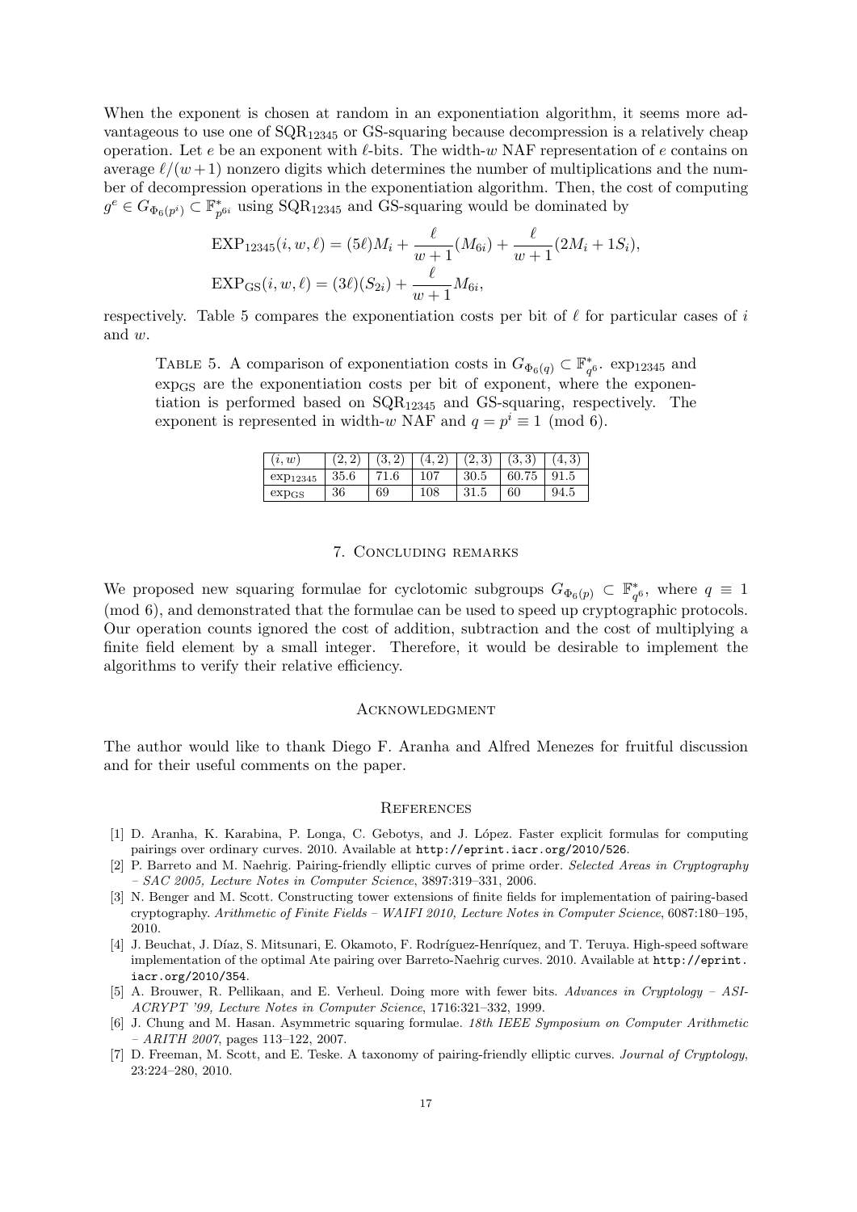When the exponent is chosen at random in an exponentiation algorithm, it seems more advantageous to use one of $\text{SQR}_{12345}$ or GS-squaring because decompression is a relatively cheap operation. Let $e$ be an exponent with $\ell$-bits. The width-$w$ NAF representation of $e$ contains on average $\ell/(w+1)$ nonzero digits which determines the number of multiplications and the number of decompression operations in the exponentiation algorithm. Then, the cost of computing $g^e \in G_{\Phi_6(p^i)} \subset \mathbb{F}^*_{p^{6i}}$ using $\text{SQR}_{12345}$ and GS-squaring would be dominated by

$$\text{EXP}_{12345}(i, w, \ell) = (5\ell)M_i + \frac{\ell}{w+1}(M_{6i}) + \frac{\ell}{w+1}(2M_i + 1S_i),$$
$$\text{EXP}_{\text{GS}}(i, w, \ell) = (3\ell)(S_{2i}) + \frac{\ell}{w+1}M_{6i},$$

respectively. Table 5 compares the exponentiation costs per bit of $\ell$ for particular cases of $i$ and $w$.

Table 5. A comparison of exponentiation costs in $G_{\Phi_6(q)} \subset \mathbb{F}^*_{q^6}$. $\exp_{12345}$ and $\exp_{\text{GS}}$ are the exponentiation costs per bit of exponent, where the exponentiation is performed based on $\text{SQR}_{12345}$ and GS-squaring, respectively. The exponent is represented in width-$w$ NAF and $q = p^i \equiv 1 \pmod 6$.

| $(i, w)$ | $(2, 2)$ | $(3, 2)$ | $(4, 2)$ | $(2, 3)$ | $(3, 3)$ | $(4, 3)$ |
|---|---|---|---|---|---|---|
| $\exp_{12345}$ | 35.6 | 71.6 | 107 | 30.5 | 60.75 | 91.5 |
| $\exp_{\text{GS}}$ | 36 | 69 | 108 | 31.5 | 60 | 94.5 |

## 7. Concluding remarks

We proposed new squaring formulae for cyclotomic subgroups $G_{\Phi_6(p)} \subset \mathbb{F}^*_{q^6}$, where $q \equiv 1 \pmod 6$, and demonstrated that the formulae can be used to speed up cryptographic protocols. Our operation counts ignored the cost of addition, subtraction and the cost of multiplying a finite field element by a small integer. Therefore, it would be desirable to implement the algorithms to verify their relative efficiency.

## Acknowledgment

The author would like to thank Diego F. Aranha and Alfred Menezes for fruitful discussion and for their useful comments on the paper.

## References

[1] D. Aranha, K. Karabina, P. Longa, C. Gebotys, and J. López. Faster explicit formulas for computing pairings over ordinary curves. 2010. Available at http://eprint.iacr.org/2010/526.

[2] P. Barreto and M. Naehrig. Pairing-friendly elliptic curves of prime order. *Selected Areas in Cryptography – SAC 2005, Lecture Notes in Computer Science*, 3897:319–331, 2006.

[3] N. Benger and M. Scott. Constructing tower extensions of finite fields for implementation of pairing-based cryptography. *Arithmetic of Finite Fields – WAIFI 2010, Lecture Notes in Computer Science*, 6087:180–195, 2010.

[4] J. Beuchat, J. Díaz, S. Mitsunari, E. Okamoto, F. Rodríguez-Henríquez, and T. Teruya. High-speed software implementation of the optimal Ate pairing over Barreto-Naehrig curves. 2010. Available at http://eprint.iacr.org/2010/354.

[5] A. Brouwer, R. Pellikaan, and E. Verheul. Doing more with fewer bits. *Advances in Cryptology – ASIACRYPT '99, Lecture Notes in Computer Science*, 1716:321–332, 1999.

[6] J. Chung and M. Hasan. Asymmetric squaring formulae. *18th IEEE Symposium on Computer Arithmetic – ARITH 2007*, pages 113–122, 2007.

[7] D. Freeman, M. Scott, and E. Teske. A taxonomy of pairing-friendly elliptic curves. *Journal of Cryptology*, 23:224–280, 2010.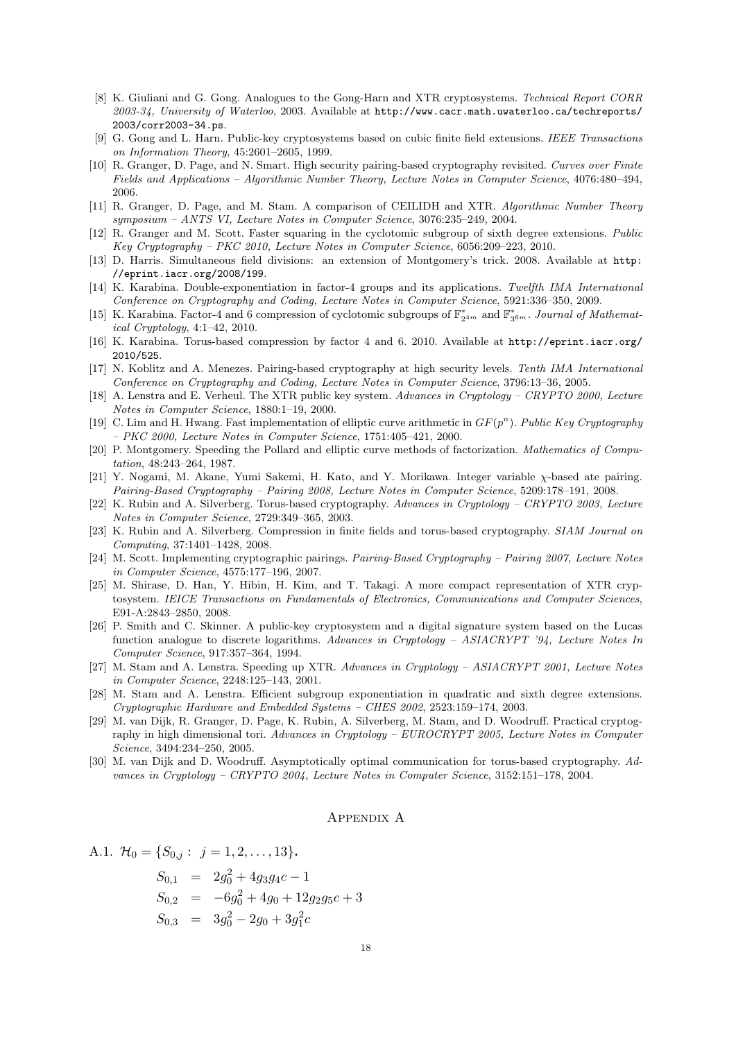[8] K. Giuliani and G. Gong. Analogues to the Gong-Harn and XTR cryptosystems. *Technical Report CORR 2003-34, University of Waterloo*, 2003. Available at http://www.cacr.math.uwaterloo.ca/techreports/2003/corr2003-34.ps.

[9] G. Gong and L. Harn. Public-key cryptosystems based on cubic finite field extensions. *IEEE Transactions on Information Theory*, 45:2601–2605, 1999.

[10] R. Granger, D. Page, and N. Smart. High security pairing-based cryptography revisited. *Curves over Finite Fields and Applications – Algorithmic Number Theory, Lecture Notes in Computer Science*, 4076:480–494, 2006.

[11] R. Granger, D. Page, and M. Stam. A comparison of CEILIDH and XTR. *Algorithmic Number Theory symposium – ANTS VI, Lecture Notes in Computer Science*, 3076:235–249, 2004.

[12] R. Granger and M. Scott. Faster squaring in the cyclotomic subgroup of sixth degree extensions. *Public Key Cryptography – PKC 2010, Lecture Notes in Computer Science*, 6056:209–223, 2010.

[13] D. Harris. Simultaneous field divisions: an extension of Montgomery's trick. 2008. Available at http://eprint.iacr.org/2008/199.

[14] K. Karabina. Double-exponentiation in factor-4 groups and its applications. *Twelfth IMA International Conference on Cryptography and Coding, Lecture Notes in Computer Science*, 5921:336–350, 2009.

[15] K. Karabina. Factor-4 and 6 compression of cyclotomic subgroups of $\mathbb{F}^*_{2^{4m}}$ and $\mathbb{F}^*_{3^{6m}}$. *Journal of Mathematical Cryptology*, 4:1–42, 2010.

[16] K. Karabina. Torus-based compression by factor 4 and 6. 2010. Available at http://eprint.iacr.org/2010/525.

[17] N. Koblitz and A. Menezes. Pairing-based cryptography at high security levels. *Tenth IMA International Conference on Cryptography and Coding, Lecture Notes in Computer Science*, 3796:13–36, 2005.

[18] A. Lenstra and E. Verheul. The XTR public key system. *Advances in Cryptology – CRYPTO 2000, Lecture Notes in Computer Science*, 1880:1–19, 2000.

[19] C. Lim and H. Hwang. Fast implementation of elliptic curve arithmetic in $GF(p^n)$. *Public Key Cryptography – PKC 2000, Lecture Notes in Computer Science*, 1751:405–421, 2000.

[20] P. Montgomery. Speeding the Pollard and elliptic curve methods of factorization. *Mathematics of Computation*, 48:243–264, 1987.

[21] Y. Nogami, M. Akane, Yumi Sakemi, H. Kato, and Y. Morikawa. Integer variable $\chi$-based ate pairing. *Pairing-Based Cryptography – Pairing 2008, Lecture Notes in Computer Science*, 5209:178–191, 2008.

[22] K. Rubin and A. Silverberg. Torus-based cryptography. *Advances in Cryptology – CRYPTO 2003, Lecture Notes in Computer Science*, 2729:349–365, 2003.

[23] K. Rubin and A. Silverberg. Compression in finite fields and torus-based cryptography. *SIAM Journal on Computing*, 37:1401–1428, 2008.

[24] M. Scott. Implementing cryptographic pairings. *Pairing-Based Cryptography – Pairing 2007, Lecture Notes in Computer Science*, 4575:177–196, 2007.

[25] M. Shirase, D. Han, Y. Hibin, H. Kim, and T. Takagi. A more compact representation of XTR cryptosystem. *IEICE Transactions on Fundamentals of Electronics, Communications and Computer Sciences*, E91-A:2843–2850, 2008.

[26] P. Smith and C. Skinner. A public-key cryptosystem and a digital signature system based on the Lucas function analogue to discrete logarithms. *Advances in Cryptology – ASIACRYPT '94, Lecture Notes In Computer Science*, 917:357–364, 1994.

[27] M. Stam and A. Lenstra. Speeding up XTR. *Advances in Cryptology – ASIACRYPT 2001, Lecture Notes in Computer Science*, 2248:125–143, 2001.

[28] M. Stam and A. Lenstra. Efficient subgroup exponentiation in quadratic and sixth degree extensions. *Cryptographic Hardware and Embedded Systems – CHES 2002*, 2523:159–174, 2003.

[29] M. van Dijk, R. Granger, D. Page, K. Rubin, A. Silverberg, M. Stam, and D. Woodruff. Practical cryptography in high dimensional tori. *Advances in Cryptology – EUROCRYPT 2005, Lecture Notes in Computer Science*, 3494:234–250, 2005.

[30] M. van Dijk and D. Woodruff. Asymptotically optimal communication for torus-based cryptography. *Advances in Cryptology – CRYPTO 2004, Lecture Notes in Computer Science*, 3152:151–178, 2004.

# Appendix A

A.1. $\mathcal{H}_0 = \{S_{0,j} : \ j = 1, 2, \ldots, 13\}$.

$$
\begin{aligned}
S_{0,1} &= 2g_0^2 + 4g_3g_4c - 1 \\
S_{0,2} &= -6g_0^2 + 4g_0 + 12g_2g_5c + 3 \\
S_{0,3} &= 3g_0^2 - 2g_0 + 3g_1^2c
\end{aligned}
$$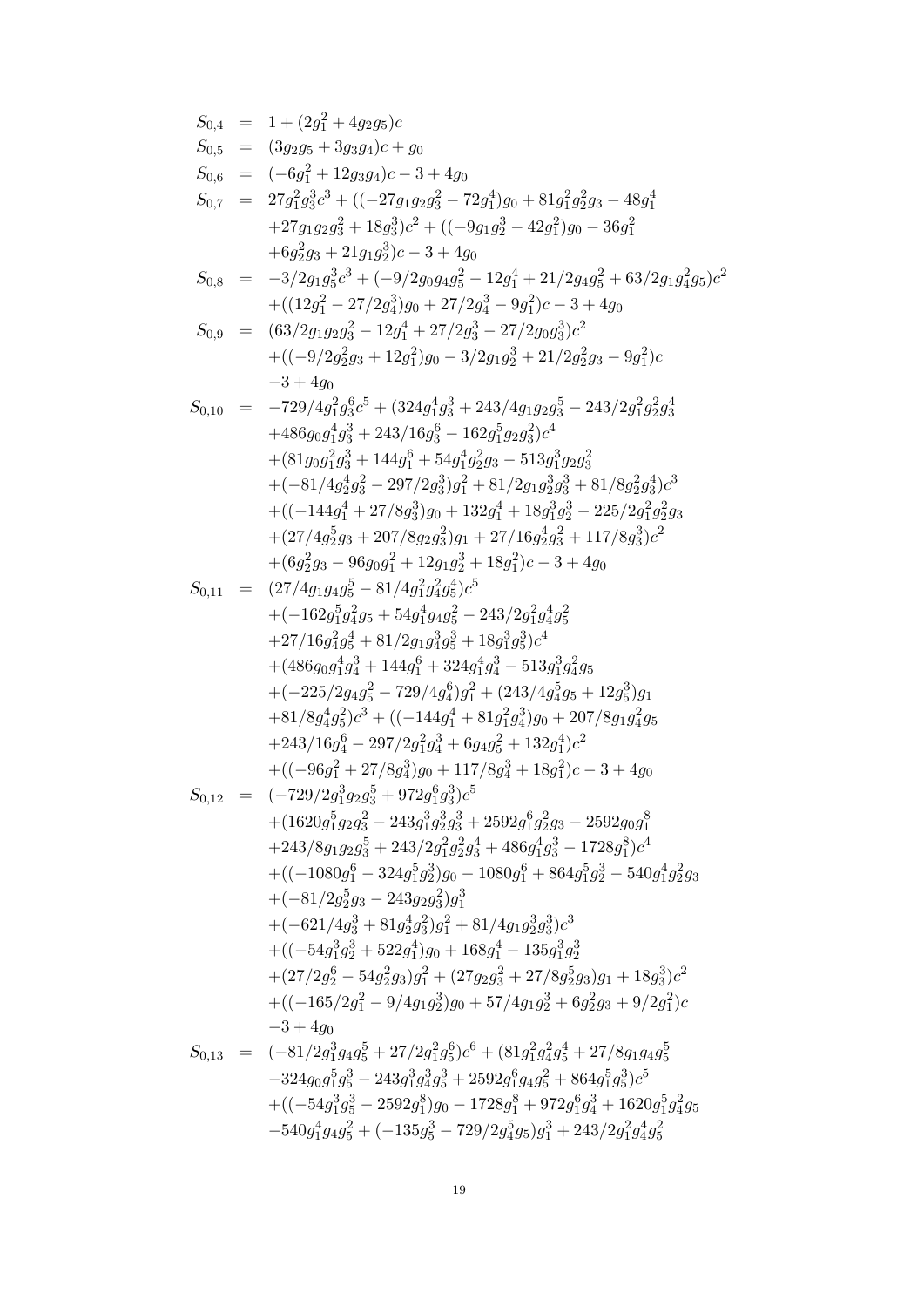$$
\begin{aligned}
S_{0,4} &= 1+(2g_1^2+4g_2g_5)c \\
S_{0,5} &= (3g_2g_5+3g_3g_4)c+g_0 \\
S_{0,6} &= (-6g_1^2+12g_3g_4)c-3+4g_0 \\
S_{0,7} &= 27g_1^2g_3^6c^3+((-27g_1g_2g_3^2-72g_1^4)g_0+81g_1^2g_2^2g_3-48g_1^4 \\
&\quad +27g_1g_2g_3^2+18g_3^3)c^2+((-9g_1g_2^3-42g_1^2)g_0-36g_1^2 \\
&\quad +6g_2^2g_3+21g_1g_2^3)c-3+4g_0 \\
S_{0,8} &= -3/2g_1g_5^3c^3+(-9/2g_0g_4g_5^2-12g_1^4+21/2g_4g_5^2+63/2g_1g_4^2g_5)c^2 \\
&\quad +((12g_1^2-27/2g_4^3)g_0+27/2g_4^3-9g_1^2)c-3+4g_0 \\
S_{0,9} &= (63/2g_1g_2g_3^2-12g_1^4+27/2g_3^3-27/2g_0g_3^3)c^2 \\
&\quad +((-9/2g_2^2g_3+12g_1^2)g_0-3/2g_1g_2^3+21/2g_2^2g_3-9g_1^2)c \\
&\quad -3+4g_0 \\
S_{0,10} &= -729/4g_1^2g_3^6c^5+(324g_1^4g_3^3+243/4g_1g_2g_3^5-243/2g_1^2g_2^2g_3^4 \\
&\quad +486g_0g_1^4g_3^3+243/16g_3^6-162g_1^5g_2g_3^2)c^4 \\
&\quad +(81g_0g_1^2g_3^3+144g_1^6+54g_1^4g_2^2g_3-513g_1^3g_2g_3^2 \\
&\quad +(-81/4g_2^4g_3^2-297/2g_3^3)g_1^2+81/2g_1g_2^3g_3^3+81/8g_2^2g_3^4)c^3 \\
&\quad +((-144g_1^4+27/8g_3^3)g_0+132g_1^4+18g_1^3g_2^3-225/2g_1^2g_2^2g_3 \\
&\quad +(27/4g_2^5g_3+207/8g_2g_3^2)g_1+27/16g_2^4g_3^2+117/8g_3^3)c^2 \\
&\quad +(6g_2^2g_3-96g_0g_1^2+12g_1g_2^3+18g_1^2)c-3+4g_0 \\
S_{0,11} &= (27/4g_1g_4g_5^5-81/4g_1^2g_4^2g_5^4)c^5 \\
&\quad +(-162g_1^5g_4^2g_5+54g_1^4g_4g_5^2-243/2g_1^2g_4^4g_5^2 \\
&\quad +27/16g_4^2g_5^4+81/2g_1g_4^3g_5^3+18g_1^3g_5^3)c^4 \\
&\quad +(486g_0g_1^4g_4^3+144g_1^6+324g_1^4g_4^3-513g_1^3g_4^2g_5 \\
&\quad +(-225/2g_4g_5^2-729/4g_4^6)g_1^2+(243/4g_4^5g_5+12g_5^3)g_1 \\
&\quad +81/8g_4^4g_5^2)c^3+((-144g_1^4+81g_1^2g_4^3)g_0+207/8g_1g_4^2g_5 \\
&\quad +243/16g_4^6-297/2g_1^2g_4^3+6g_4g_5^2+132g_1^4)c^2 \\
&\quad +((-96g_1^2+27/8g_4^3)g_0+117/8g_4^3+18g_1^2)c-3+4g_0 \\
S_{0,12} &= (-729/2g_1^3g_2g_3^5+972g_1^6g_3^3)c^5 \\
&\quad +(1620g_1^5g_2g_3^2-243g_1^3g_2^3g_3^3+2592g_1^6g_2^2g_3-2592g_0g_1^8 \\
&\quad +243/8g_1g_2g_3^5+243/2g_1^2g_2^2g_3^4+486g_1^4g_3^3-1728g_1^8)c^4 \\
&\quad +((-1080g_1^6-324g_1^5g_2^3)g_0-1080g_1^6+864g_1^5g_2^3-540g_1^4g_2^2g_3 \\
&\quad +(-81/2g_2^5g_3-243g_2g_3^2)g_1^3 \\
&\quad +(-621/4g_3^3+81g_2^4g_3^2)g_1^2+81/4g_1g_2^3g_3^3)c^3 \\
&\quad +((-54g_1^3g_2^3+522g_1^4)g_0+168g_1^4-135g_1^3g_2^3 \\
&\quad +(27/2g_2^6-54g_2^2g_3)g_1^2+(27g_2g_3^2+27/8g_2^5g_3)g_1+18g_3^3)c^2 \\
&\quad +((-165/2g_1^2-9/4g_1g_2^3)g_0+57/4g_1g_2^3+6g_2^2g_3+9/2g_1^2)c \\
&\quad -3+4g_0 \\
S_{0,13} &= (-81/2g_1^3g_4g_5^5+27/2g_1^2g_5^6)c^6+(81g_1^2g_4^2g_5^4+27/8g_1g_4g_5^5 \\
&\quad -324g_0g_1^5g_5^3-243g_1^3g_4^3g_5^3+2592g_1^6g_4g_5^2+864g_1^5g_5^3)c^5 \\
&\quad +((-54g_1^3g_5^3-2592g_1^8)g_0-1728g_1^8+972g_1^6g_4^3+1620g_1^5g_4^2g_5 \\
&\quad -540g_1^4g_4g_5^2+(-135g_5^3-729/2g_4^5g_5)g_1^3+243/2g_1^2g_4^4g_5^2
\end{aligned}
$$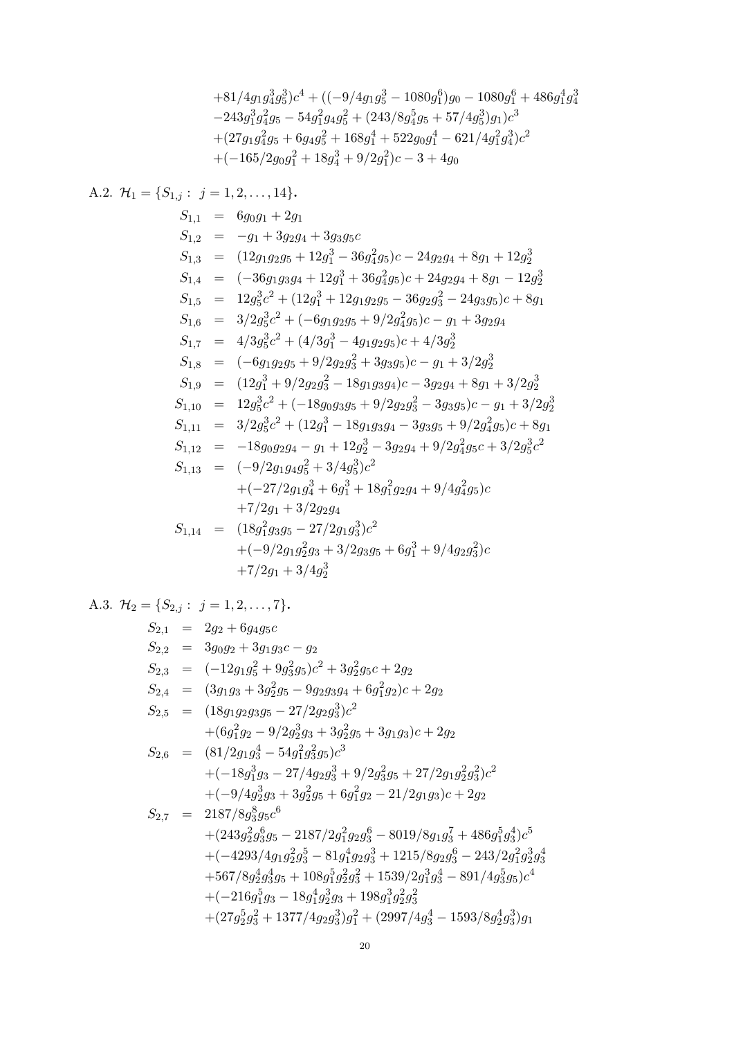$$
\begin{aligned}
&+81/4g_1g_4^3g_5^3)c^4 + ((-9/4g_1g_5^3 - 1080g_1^6)g_0 - 1080g_1^6 + 486g_1^4g_4^3 \\
&-243g_1^3g_4^2g_5 - 54g_1^2g_4g_5^2 + (243/8g_4^5g_5 + 57/4g_5^3)g_1)c^3 \\
&+(27g_1g_4^2g_5 + 6g_4g_5^2 + 168g_1^4 + 522g_0g_1^4 - 621/4g_1^2g_4^3)c^2 \\
&+(-165/2g_0g_1^2 + 18g_4^3 + 9/2g_1^2)c - 3 + 4g_0
\end{aligned}
$$

A.2. $\mathcal{H}_1 = \{S_{1,j} :\ j = 1, 2, \ldots, 14\}$.

$$
\begin{aligned}
S_{1,1} &= 6g_0g_1 + 2g_1 \\
S_{1,2} &= -g_1 + 3g_2g_4 + 3g_3g_5c \\
S_{1,3} &= (12g_1g_2g_5 + 12g_1^3 - 36g_4^2g_5)c - 24g_2g_4 + 8g_1 + 12g_2^3 \\
S_{1,4} &= (-36g_1g_3g_4 + 12g_1^3 + 36g_4^2g_5)c + 24g_2g_4 + 8g_1 - 12g_2^3 \\
S_{1,5} &= 12g_5^3c^2 + (12g_1^3 + 12g_1g_2g_5 - 36g_2g_3^2 - 24g_3g_5)c + 8g_1 \\
S_{1,6} &= 3/2g_5^3c^2 + (-6g_1g_2g_5 + 9/2g_4^2g_5)c - g_1 + 3g_2g_4 \\
S_{1,7} &= 4/3g_5^3c^2 + (4/3g_1^3 - 4g_1g_2g_5)c + 4/3g_2^3 \\
S_{1,8} &= (-6g_1g_2g_5 + 9/2g_2g_3^2 + 3g_3g_5)c - g_1 + 3/2g_2^3 \\
S_{1,9} &= (12g_1^3 + 9/2g_2g_3^2 - 18g_1g_3g_4)c - 3g_2g_4 + 8g_1 + 3/2g_2^3 \\
S_{1,10} &= 12g_5^3c^2 + (-18g_0g_3g_5 + 9/2g_2g_3^2 - 3g_3g_5)c - g_1 + 3/2g_2^3 \\
S_{1,11} &= 3/2g_5^3c^2 + (12g_1^3 - 18g_1g_3g_4 - 3g_3g_5 + 9/2g_4^2g_5)c + 8g_1 \\
S_{1,12} &= -18g_0g_2g_4 - g_1 + 12g_2^3 - 3g_2g_4 + 9/2g_4^2g_5c + 3/2g_5^3c^2 \\
S_{1,13} &= (-9/2g_1g_4g_5^2 + 3/4g_5^3)c^2 \\
&\quad +(-27/2g_1g_4^3 + 6g_1^3 + 18g_1^2g_2g_4 + 9/4g_4^2g_5)c \\
&\quad +7/2g_1 + 3/2g_2g_4 \\
S_{1,14} &= (18g_1^2g_3g_5 - 27/2g_1g_3^3)c^2 \\
&\quad +(-9/2g_1g_2^2g_3 + 3/2g_3g_5 + 6g_1^3 + 9/4g_2g_3^2)c \\
&\quad +7/2g_1 + 3/4g_2^3
\end{aligned}
$$

A.3. $\mathcal{H}_2 = \{S_{2,j} :\ j = 1, 2, \ldots, 7\}$.

$$
\begin{aligned}
S_{2,1} &= 2g_2 + 6g_4g_5c \\
S_{2,2} &= 3g_0g_2 + 3g_1g_3c - g_2 \\
S_{2,3} &= (-12g_1g_5^2 + 9g_3^2g_5)c^2 + 3g_2^2g_5c + 2g_2 \\
S_{2,4} &= (3g_1g_3 + 3g_2^2g_5 - 9g_2g_3g_4 + 6g_1^2g_2)c + 2g_2 \\
S_{2,5} &= (18g_1g_2g_3g_5 - 27/2g_2g_3^3)c^2 \\
&\quad +(6g_1^2g_2 - 9/2g_2^3g_3 + 3g_2^2g_5 + 3g_1g_3)c + 2g_2 \\
S_{2,6} &= (81/2g_1g_3^4 - 54g_1^2g_3^2g_5)c^3 \\
&\quad +(-18g_1^3g_3 - 27/4g_2g_3^3 + 9/2g_3^2g_5 + 27/2g_1g_2^2g_3^2)c^2 \\
&\quad +(-9/4g_2^3g_3 + 3g_2^2g_5 + 6g_1^2g_2 - 21/2g_1g_3)c + 2g_2 \\
S_{2,7} &= 2187/8g_3^8g_5c^6 \\
&\quad +(243g_2^2g_3^6g_5 - 2187/2g_1^2g_2g_3^6 - 8019/8g_1g_3^7 + 486g_1^5g_3^4)c^5 \\
&\quad +(-4293/4g_1g_2^2g_3^5 - 81g_1^4g_2g_3^3 + 1215/8g_2g_3^6 - 243/2g_1^2g_2^3g_3^4 \\
&\quad +567/8g_2^4g_3^4g_5 + 108g_1^5g_2^2g_3^2 + 1539/2g_1^3g_3^4 - 891/4g_3^5g_5)c^4 \\
&\quad +(-216g_1^5g_3 - 18g_1^4g_2^3g_3 + 198g_1^3g_2^2g_3^2 \\
&\quad +(27g_2^5g_3^2 + 1377/4g_2g_3^3)g_1^2 + (2997/4g_3^4 - 1593/8g_2^4g_3^3)g_1
\end{aligned}
$$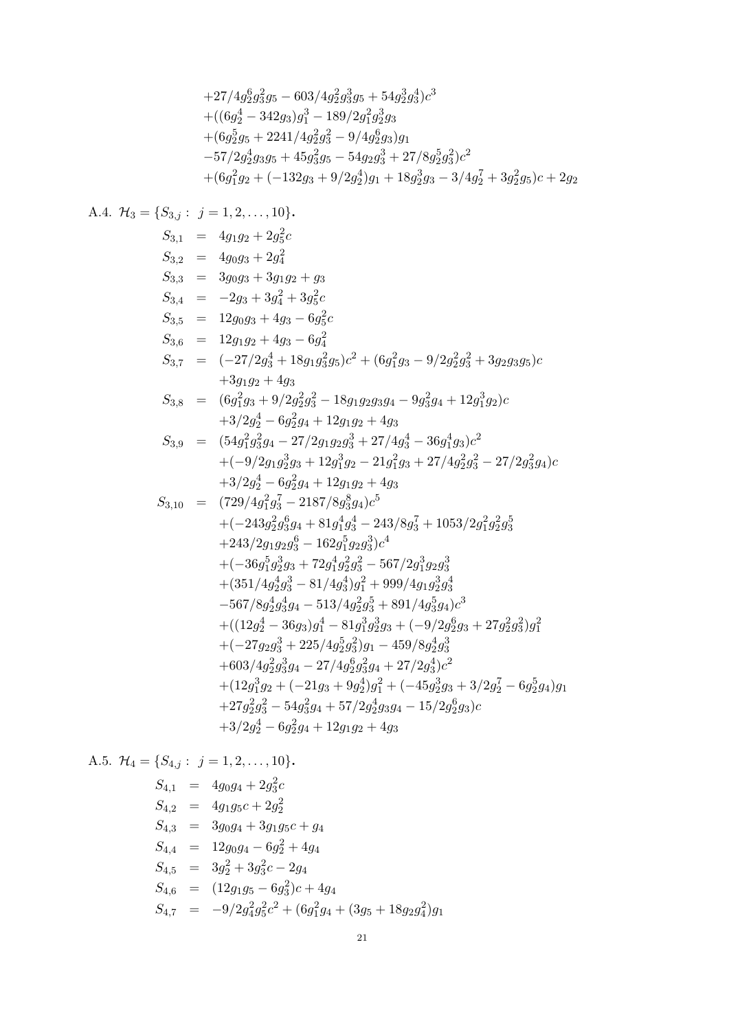$$
\begin{aligned}
&+27/4g_2^6g_3^2g_5 - 603/4g_2^2g_3^3g_5 + 54g_2^3g_3^4)c^3\\
&+((6g_2^4 - 342g_3)g_1^3 - 189/2g_1^2g_2^3g_3\\
&+(6g_2^5g_5 + 2241/4g_2^2g_3^2 - 9/4g_2^6g_3)g_1\\
&-57/2g_2^4g_3g_5 + 45g_3^2g_5 - 54g_2g_3^3 + 27/8g_2^5g_3^2)c^2\\
&+(6g_1^2g_2 + (-132g_3 + 9/2g_2^4)g_1 + 18g_2^3g_3 - 3/4g_2^7 + 3g_2^2g_5)c + 2g_2
\end{aligned}
$$

A.4. $\mathcal{H}_3 = \{S_{3,j} : \ j = 1, 2, \ldots, 10\}$.

$$
\begin{aligned}
S_{3,1} &= 4g_1g_2 + 2g_5^2c\\
S_{3,2} &= 4g_0g_3 + 2g_4^2\\
S_{3,3} &= 3g_0g_3 + 3g_1g_2 + g_3\\
S_{3,4} &= -2g_3 + 3g_4^2 + 3g_5^2c\\
S_{3,5} &= 12g_0g_3 + 4g_3 - 6g_5^2c\\
S_{3,6} &= 12g_1g_2 + 4g_3 - 6g_4^2\\
S_{3,7} &= (-27/2g_3^4 + 18g_1g_3^2g_5)c^2 + (6g_1^2g_3 - 9/2g_2^2g_3^2 + 3g_2g_3g_5)c\\
&\quad +3g_1g_2 + 4g_3\\
S_{3,8} &= (6g_1^2g_3 + 9/2g_2^2g_3^2 - 18g_1g_2g_3g_4 - 9g_3^2g_4 + 12g_1^3g_2)c\\
&\quad +3/2g_2^4 - 6g_2^2g_4 + 12g_1g_2 + 4g_3\\
S_{3,9} &= (54g_1^2g_3^2g_4 - 27/2g_1g_2g_3^3 + 27/4g_3^4 - 36g_1^4g_3)c^2\\
&\quad +(-9/2g_1g_2^3g_3 + 12g_1^3g_2 - 21g_1^2g_3 + 27/4g_2^2g_3^2 - 27/2g_3^2g_4)c\\
&\quad +3/2g_2^4 - 6g_2^2g_4 + 12g_1g_2 + 4g_3\\
S_{3,10} &= (729/4g_1^2g_3^7 - 2187/8g_3^8g_4)c^5\\
&\quad +(-243g_2^2g_3^6g_4 + 81g_1^4g_3^4 - 243/8g_3^7 + 1053/2g_1^2g_2^2g_3^5\\
&\quad +243/2g_1g_2g_3^6 - 162g_1^5g_2g_3^3)c^4\\
&\quad +(-36g_1^5g_2^3g_3 + 72g_1^4g_2^2g_3^2 - 567/2g_1^3g_2g_3^3\\
&\quad +(351/4g_2^4g_3^3 - 81/4g_3^4)g_1^2 + 999/4g_1g_2^3g_3^4\\
&\quad -567/8g_2^4g_3^4g_4 - 513/4g_2^2g_3^5 + 891/4g_3^5g_4)c^3\\
&\quad +((12g_2^4 - 36g_3)g_1^4 - 81g_1^3g_2^3g_3 + (-9/2g_2^6g_3 + 27g_2^2g_3^2)g_1^2\\
&\quad +(-27g_2g_3^3 + 225/4g_2^5g_3^2)g_1 - 459/8g_2^4g_3^3\\
&\quad +603/4g_2^2g_3^3g_4 - 27/4g_2^6g_3^2g_4 + 27/2g_3^4)c^2\\
&\quad +(12g_1^3g_2 + (-21g_3 + 9g_2^4)g_1^2 + (-45g_2^3g_3 + 3/2g_2^7 - 6g_2^5g_4)g_1\\
&\quad +27g_2^2g_3^2 - 54g_3^2g_4 + 57/2g_2^4g_3g_4 - 15/2g_2^6g_3)c\\
&\quad +3/2g_2^4 - 6g_2^2g_4 + 12g_1g_2 + 4g_3
\end{aligned}
$$

A.5. $\mathcal{H}_4 = \{S_{4,j} : \ j = 1, 2, \ldots, 10\}$.

$$
\begin{aligned}
S_{4,1} &= 4g_0g_4 + 2g_3^2c\\
S_{4,2} &= 4g_1g_5c + 2g_2^2\\
S_{4,3} &= 3g_0g_4 + 3g_1g_5c + g_4\\
S_{4,4} &= 12g_0g_4 - 6g_2^2 + 4g_4\\
S_{4,5} &= 3g_2^2 + 3g_3^2c - 2g_4\\
S_{4,6} &= (12g_1g_5 - 6g_3^2)c + 4g_4\\
S_{4,7} &= -9/2g_4^2g_5^2c^2 + (6g_1^2g_4 + (3g_5 + 18g_2g_4^2)g_1
\end{aligned}
$$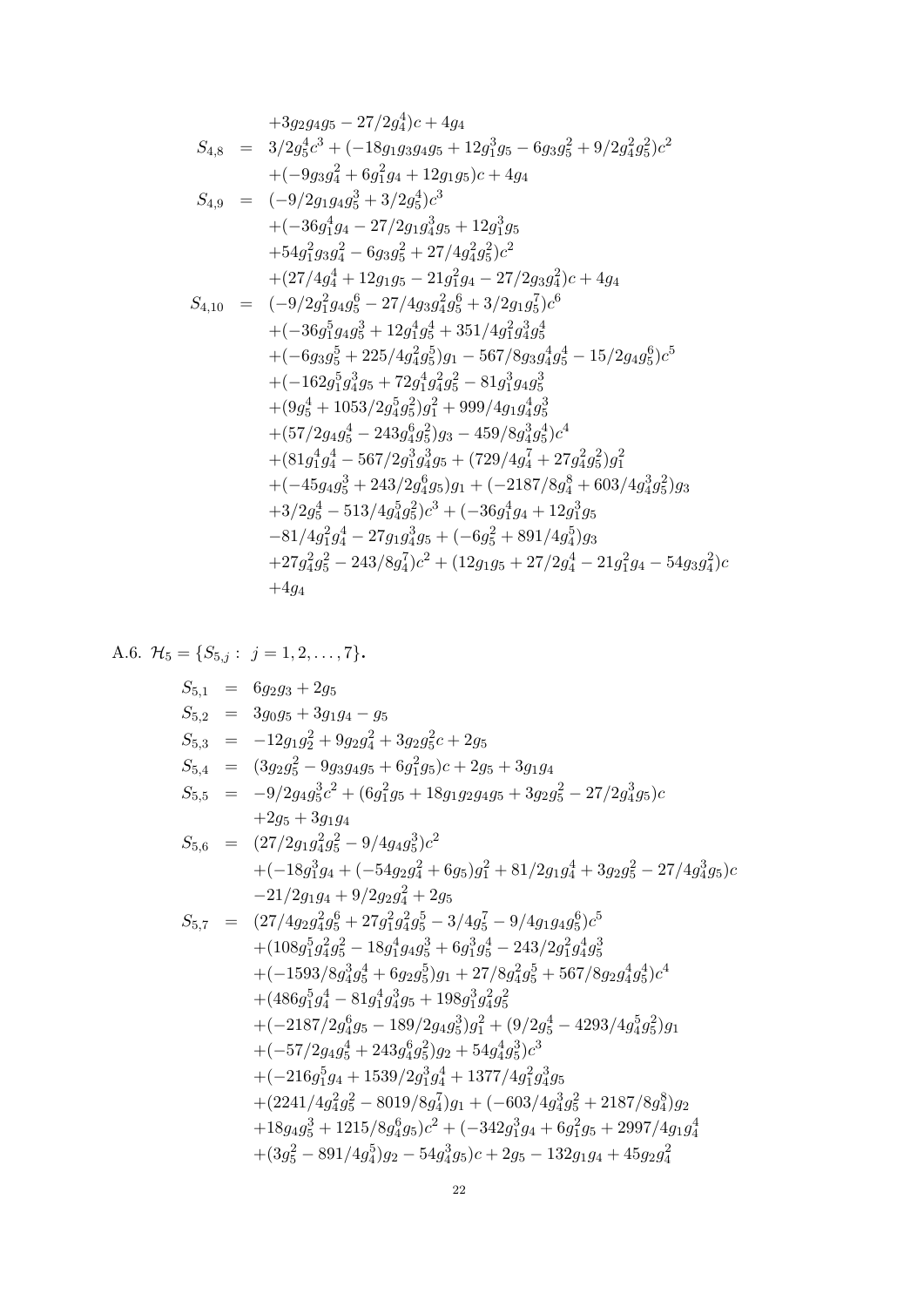$$
\begin{aligned}
&\quad +3g_2g_4g_5-27/2g_4^4)c+4g_4\\
S_{4,8} &= 3/2g_5^4c^3+(-18g_1g_3g_4g_5+12g_1^3g_5-6g_3g_5^2+9/2g_4^2g_5^2)c^2\\
&\quad +(-9g_3g_4^2+6g_1^2g_4+12g_1g_5)c+4g_4\\
S_{4,9} &= (-9/2g_1g_4g_5^3+3/2g_5^4)c^3\\
&\quad +(-36g_1^4g_4-27/2g_1g_4^3g_5+12g_1^3g_5\\
&\quad +54g_1^2g_3g_4^2-6g_3g_5^2+27/4g_4^2g_5^2)c^2\\
&\quad +(27/4g_4^4+12g_1g_5-21g_1^2g_4-27/2g_3g_4^2)c+4g_4\\
S_{4,10} &= (-9/2g_1^2g_4g_5^6-27/4g_3g_4^2g_5^6+3/2g_1g_5^7)c^6\\
&\quad +(-36g_1^5g_4g_5^3+12g_1^4g_5^4+351/4g_1^2g_4^3g_5^4\\
&\quad +(-6g_3g_5^5+225/4g_4^2g_5^5)g_1-567/8g_3g_4^4g_5^4-15/2g_4g_5^6)c^5\\
&\quad +(-162g_1^5g_4^3g_5+72g_1^4g_4^2g_5^2-81g_1^3g_4g_5^3\\
&\quad +(9g_5^4+1053/2g_4^5g_5^2)g_1^2+999/4g_1g_4^4g_5^3\\
&\quad +(57/2g_4g_5^4-243g_4^6g_5^2)g_3-459/8g_4^3g_5^4)c^4\\
&\quad +(81g_1^4g_4^4-567/2g_1^3g_4^3g_5+(729/4g_4^7+27g_4^2g_5^2)g_1^2\\
&\quad +(-45g_4g_5^3+243/2g_4^6g_5)g_1+(-2187/8g_4^8+603/4g_4^3g_5^2)g_3\\
&\quad +3/2g_5^4-513/4g_4^5g_5^2)c^3+(-36g_1^4g_4+12g_1^3g_5\\
&\quad -81/4g_1^2g_4^4-27g_1g_4^3g_5+(-6g_5^2+891/4g_4^5)g_3\\
&\quad +27g_4^2g_5^2-243/8g_4^7)c^2+(12g_1g_5+27/2g_4^4-21g_1^2g_4-54g_3g_4^2)c\\
&\quad +4g_4
\end{aligned}
$$

A.6. $\mathcal{H}_5 = \{S_{5,j} : \ j = 1, 2, \ldots, 7\}$.

$$
\begin{aligned}
S_{5,1} &= 6g_2g_3+2g_5\\
S_{5,2} &= 3g_0g_5+3g_1g_4-g_5\\
S_{5,3} &= -12g_1g_2^2+9g_2g_4^2+3g_2g_5^2c+2g_5\\
S_{5,4} &= (3g_2g_5^2-9g_3g_4g_5+6g_1^2g_5)c+2g_5+3g_1g_4\\
S_{5,5} &= -9/2g_4g_5^3c^2+(6g_1^2g_5+18g_1g_2g_4g_5+3g_2g_5^2-27/2g_4^3g_5)c\\
&\quad +2g_5+3g_1g_4\\
S_{5,6} &= (27/2g_1g_4^2g_5^2-9/4g_4g_5^3)c^2\\
&\quad +(-18g_1^3g_4+(-54g_2g_4^2+6g_5)g_1^2+81/2g_1g_4^4+3g_2g_5^2-27/4g_4^3g_5)c\\
&\quad -21/2g_1g_4+9/2g_2g_4^2+2g_5\\
S_{5,7} &= (27/4g_2g_4^2g_5^6+27g_1^2g_4^2g_5^5-3/4g_5^7-9/4g_1g_4g_5^6)c^5\\
&\quad +(108g_1^5g_4^2g_5^2-18g_1^4g_4g_5^3+6g_1^3g_5^4-243/2g_1^2g_4^4g_5^3\\
&\quad +(-1593/8g_4^3g_5^4+6g_2g_5^5)g_1+27/8g_4^2g_5^5+567/8g_2g_4^4g_5^4)c^4\\
&\quad +(486g_1^5g_4^4-81g_1^4g_4^3g_5+198g_1^3g_4^2g_5^2\\
&\quad +(-2187/2g_4^6g_5-189/2g_4g_5^3)g_1^2+(9/2g_5^4-4293/4g_4^5g_5^2)g_1\\
&\quad +(-57/2g_4g_5^4+243g_4^6g_5^2)g_2+54g_4^4g_5^3)c^3\\
&\quad +(-216g_1^5g_4+1539/2g_1^3g_4^4+1377/4g_1^2g_4^3g_5\\
&\quad +(2241/4g_4^2g_5^2-8019/8g_4^7)g_1+(-603/4g_4^3g_5^2+2187/8g_4^8)g_2\\
&\quad +18g_4g_5^3+1215/8g_4^6g_5)c^2+(-342g_1^3g_4+6g_1^2g_5+2997/4g_1g_4^4\\
&\quad +(3g_5^2-891/4g_4^5)g_2-54g_4^3g_5)c+2g_5-132g_1g_4+45g_2g_4^2
\end{aligned}
$$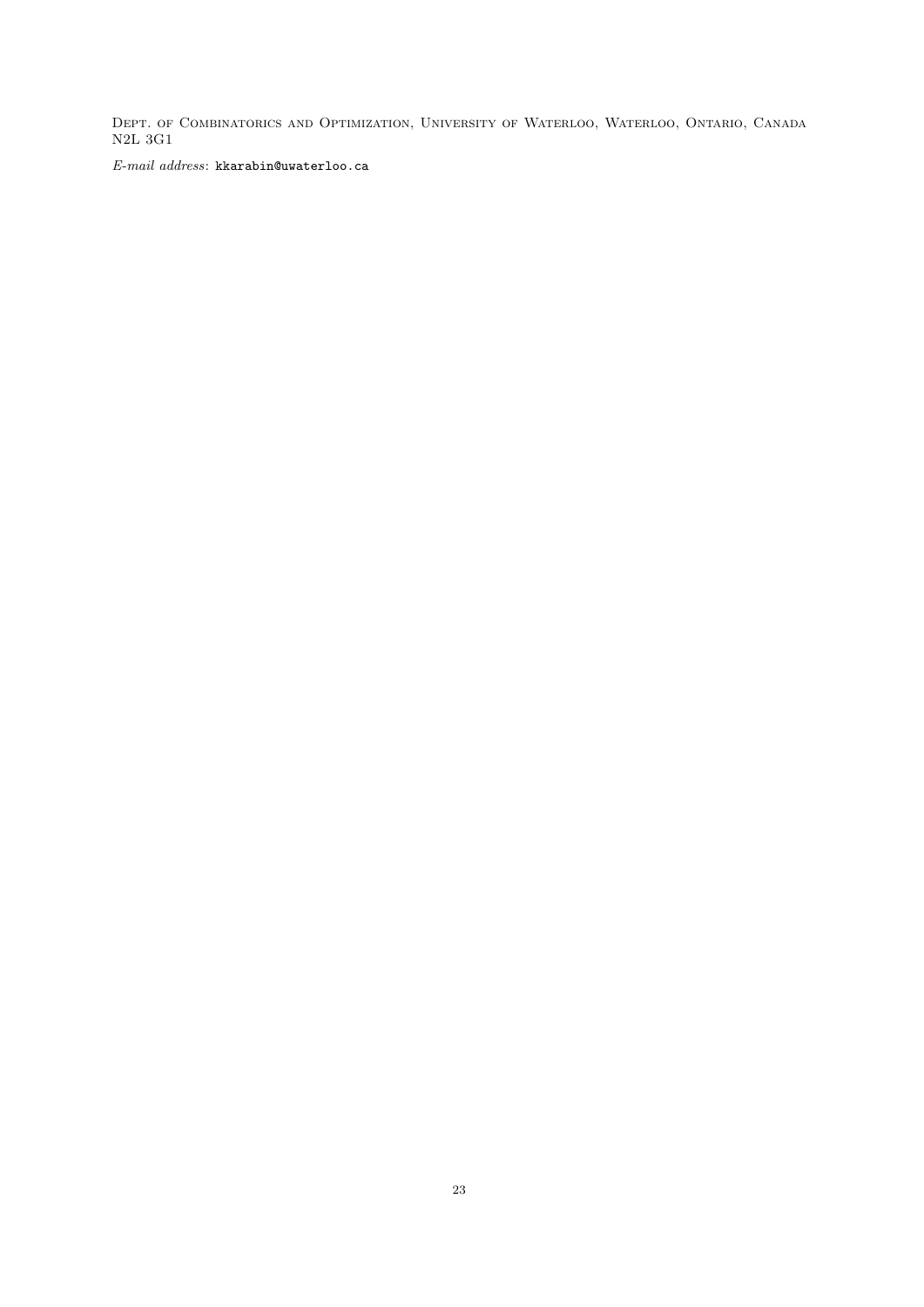Dept. of Combinatorics and Optimization, University of Waterloo, Waterloo, Ontario, Canada N2L 3G1

*E-mail address*: kkarabin@uwaterloo.ca